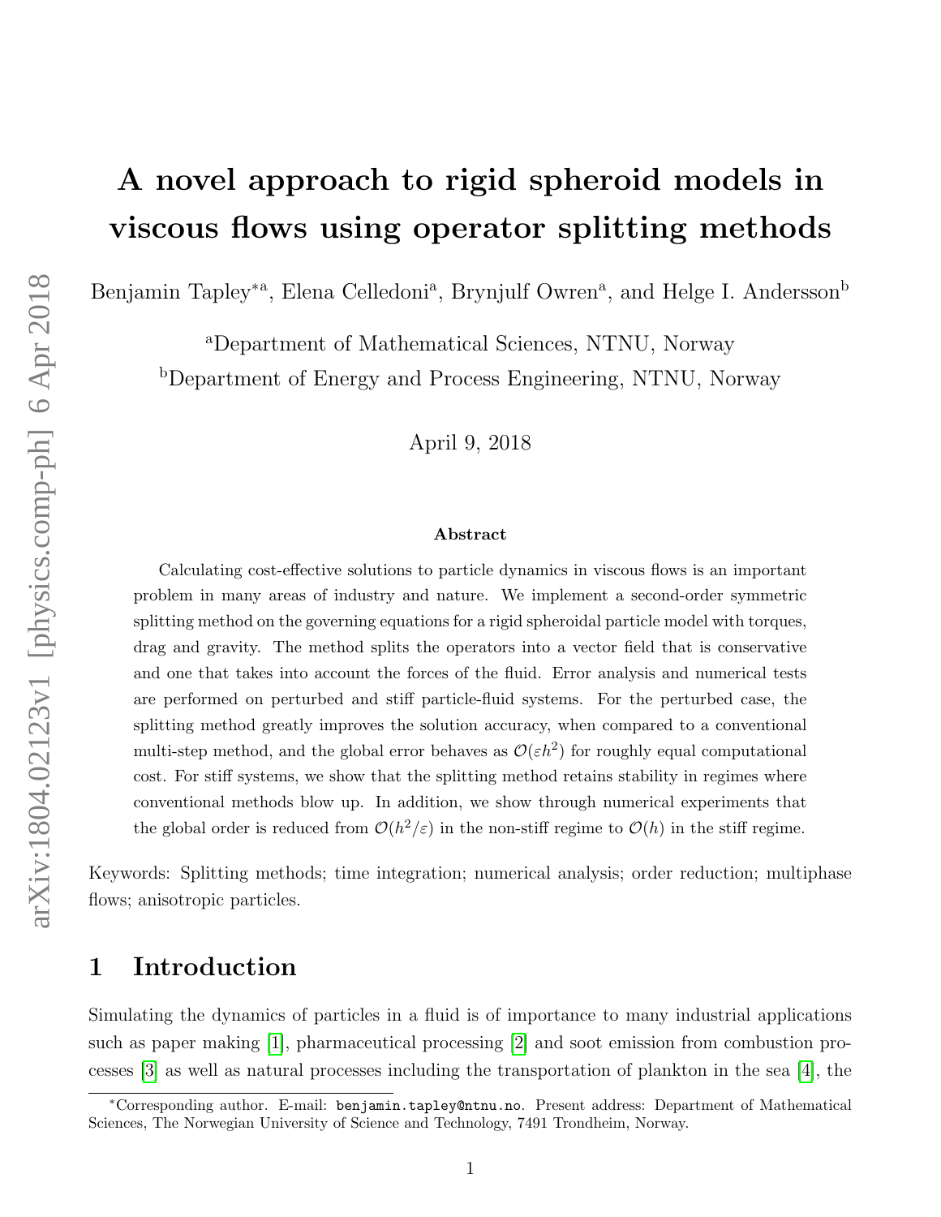# A novel approach to rigid spheroid models in viscous flows using operator splitting methods

Benjamin Tapley*[a], Elena Celledoni[a], Brynjulf Owren[a], and Helge I. Andersson[b]

[a]Department of Mathematical Sciences, NTNU, Norway

[b]Department of Energy and Process Engineering, NTNU, Norway

April 9, 2018

### Abstract

Calculating cost-effective solutions to particle dynamics in viscous flows is an important problem in many areas of industry and nature. We implement a second-order symmetric splitting method on the governing equations for a rigid spheroidal particle model with torques, drag and gravity. The method splits the operators into a vector field that is conservative and one that takes into account the forces of the fluid. Error analysis and numerical tests are performed on perturbed and stiff particle-fluid systems. For the perturbed case, the splitting method greatly improves the solution accuracy, when compared to a conventional multi-step method, and the global error behaves as $\mathcal{O}(\varepsilon h^2)$ for roughly equal computational cost. For stiff systems, we show that the splitting method retains stability in regimes where conventional methods blow up. In addition, we show through numerical experiments that the global order is reduced from $\mathcal{O}(h^2/\varepsilon)$ in the non-stiff regime to $\mathcal{O}(h)$ in the stiff regime.

Keywords: Splitting methods; time integration; numerical analysis; order reduction; multiphase flows; anisotropic particles.

## 1 Introduction

Simulating the dynamics of particles in a fluid is of importance to many industrial applications such as paper making [1], pharmaceutical processing [2] and soot emission from combustion processes [3] as well as natural processes including the transportation of plankton in the sea [4], the

*Corresponding author. E-mail: benjamin.tapley@ntnu.no. Present address: Department of Mathematical Sciences, The Norwegian University of Science and Technology, 7491 Trondheim, Norway.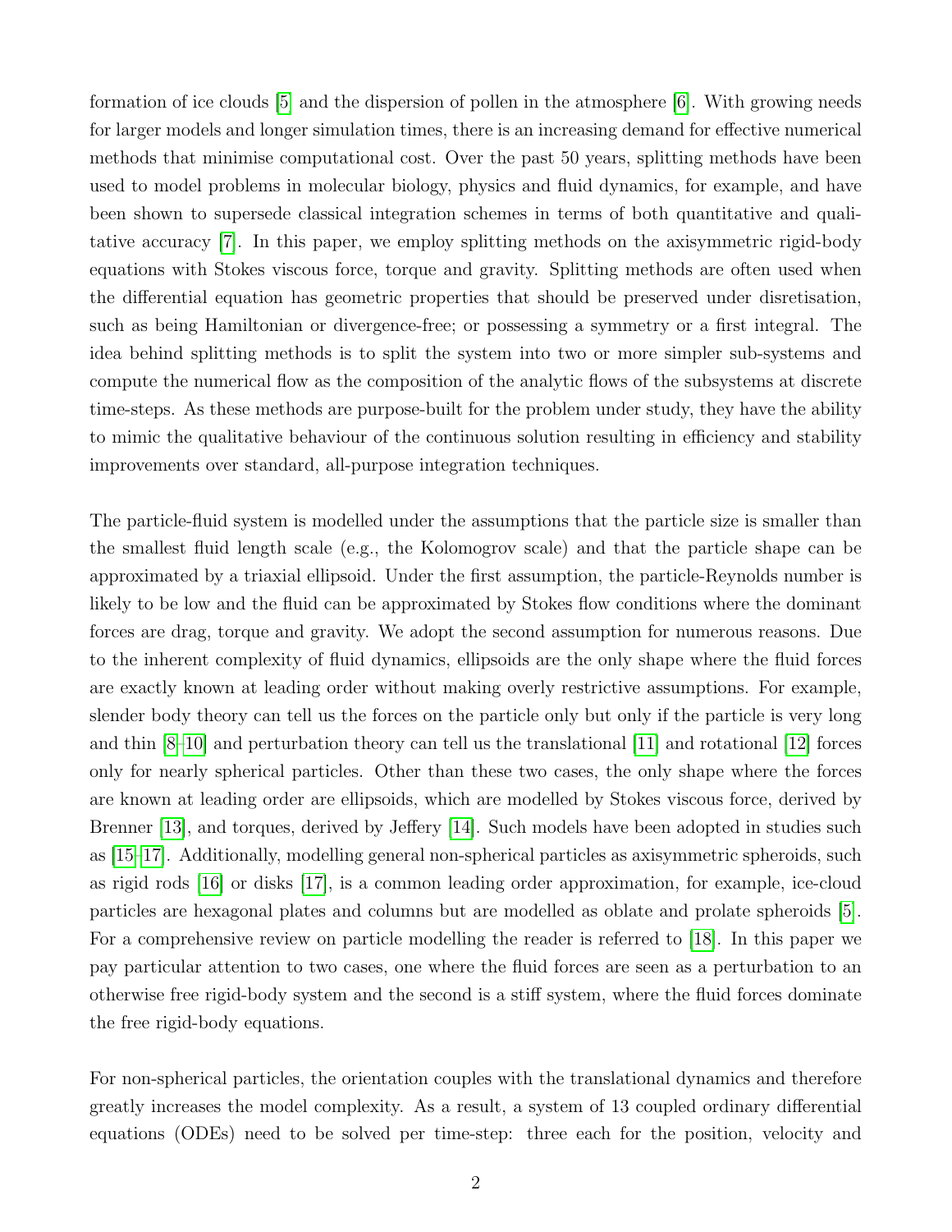formation of ice clouds [5] and the dispersion of pollen in the atmosphere [6]. With growing needs for larger models and longer simulation times, there is an increasing demand for effective numerical methods that minimise computational cost. Over the past 50 years, splitting methods have been used to model problems in molecular biology, physics and fluid dynamics, for example, and have been shown to supersede classical integration schemes in terms of both quantitative and qualitative accuracy [7]. In this paper, we employ splitting methods on the axisymmetric rigid-body equations with Stokes viscous force, torque and gravity. Splitting methods are often used when the differential equation has geometric properties that should be preserved under disretisation, such as being Hamiltonian or divergence-free; or possessing a symmetry or a first integral. The idea behind splitting methods is to split the system into two or more simpler sub-systems and compute the numerical flow as the composition of the analytic flows of the subsystems at discrete time-steps. As these methods are purpose-built for the problem under study, they have the ability to mimic the qualitative behaviour of the continuous solution resulting in efficiency and stability improvements over standard, all-purpose integration techniques.

The particle-fluid system is modelled under the assumptions that the particle size is smaller than the smallest fluid length scale (e.g., the Kolomogrov scale) and that the particle shape can be approximated by a triaxial ellipsoid. Under the first assumption, the particle-Reynolds number is likely to be low and the fluid can be approximated by Stokes flow conditions where the dominant forces are drag, torque and gravity. We adopt the second assumption for numerous reasons. Due to the inherent complexity of fluid dynamics, ellipsoids are the only shape where the fluid forces are exactly known at leading order without making overly restrictive assumptions. For example, slender body theory can tell us the forces on the particle only but only if the particle is very long and thin [8–10] and perturbation theory can tell us the translational [11] and rotational [12] forces only for nearly spherical particles. Other than these two cases, the only shape where the forces are known at leading order are ellipsoids, which are modelled by Stokes viscous force, derived by Brenner [13], and torques, derived by Jeffery [14]. Such models have been adopted in studies such as [15–17]. Additionally, modelling general non-spherical particles as axisymmetric spheroids, such as rigid rods [16] or disks [17], is a common leading order approximation, for example, ice-cloud particles are hexagonal plates and columns but are modelled as oblate and prolate spheroids [5]. For a comprehensive review on particle modelling the reader is referred to [18]. In this paper we pay particular attention to two cases, one where the fluid forces are seen as a perturbation to an otherwise free rigid-body system and the second is a stiff system, where the fluid forces dominate the free rigid-body equations.

For non-spherical particles, the orientation couples with the translational dynamics and therefore greatly increases the model complexity. As a result, a system of 13 coupled ordinary differential equations (ODEs) need to be solved per time-step: three each for the position, velocity and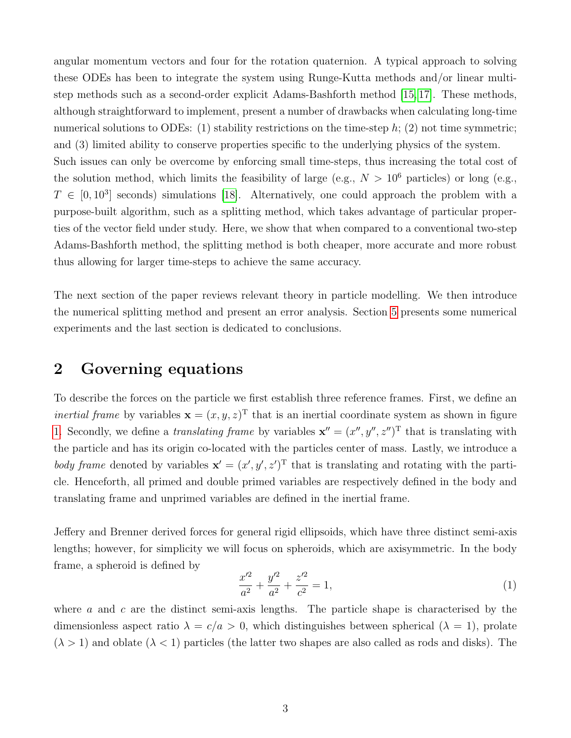angular momentum vectors and four for the rotation quaternion. A typical approach to solving these ODEs has been to integrate the system using Runge-Kutta methods and/or linear multi-step methods such as a second-order explicit Adams-Bashforth method [15, 17]. These methods, although straightforward to implement, present a number of drawbacks when calculating long-time numerical solutions to ODEs: (1) stability restrictions on the time-step $h$; (2) not time symmetric; and (3) limited ability to conserve properties specific to the underlying physics of the system. Such issues can only be overcome by enforcing small time-steps, thus increasing the total cost of the solution method, which limits the feasibility of large (e.g., $N > 10^6$ particles) or long (e.g., $T \in [0, 10^3]$ seconds) simulations [18]. Alternatively, one could approach the problem with a purpose-built algorithm, such as a splitting method, which takes advantage of particular properties of the vector field under study. Here, we show that when compared to a conventional two-step Adams-Bashforth method, the splitting method is both cheaper, more accurate and more robust thus allowing for larger time-steps to achieve the same accuracy.

The next section of the paper reviews relevant theory in particle modelling. We then introduce the numerical splitting method and present an error analysis. Section 5 presents some numerical experiments and the last section is dedicated to conclusions.

## 2 Governing equations

To describe the forces on the particle we first establish three reference frames. First, we define an *inertial frame* by variables $\mathbf{x} = (x, y, z)^{\mathrm{T}}$ that is an inertial coordinate system as shown in figure 1. Secondly, we define a *translating frame* by variables $\mathbf{x}'' = (x'', y'', z'')^{\mathrm{T}}$ that is translating with the particle and has its origin co-located with the particles center of mass. Lastly, we introduce a *body frame* denoted by variables $\mathbf{x}' = (x', y', z')^{\mathrm{T}}$ that is translating and rotating with the particle. Henceforth, all primed and double primed variables are respectively defined in the body and translating frame and unprimed variables are defined in the inertial frame.

Jeffery and Brenner derived forces for general rigid ellipsoids, which have three distinct semi-axis lengths; however, for simplicity we will focus on spheroids, which are axisymmetric. In the body frame, a spheroid is defined by

$$\frac{x'^2}{a^2} + \frac{y'^2}{a^2} + \frac{z'^2}{c^2} = 1, \tag{1}$$

where $a$ and $c$ are the distinct semi-axis lengths. The particle shape is characterised by the dimensionless aspect ratio $\lambda = c/a > 0$, which distinguishes between spherical ($\lambda = 1$), prolate ($\lambda > 1$) and oblate ($\lambda < 1$) particles (the latter two shapes are also called as rods and disks). The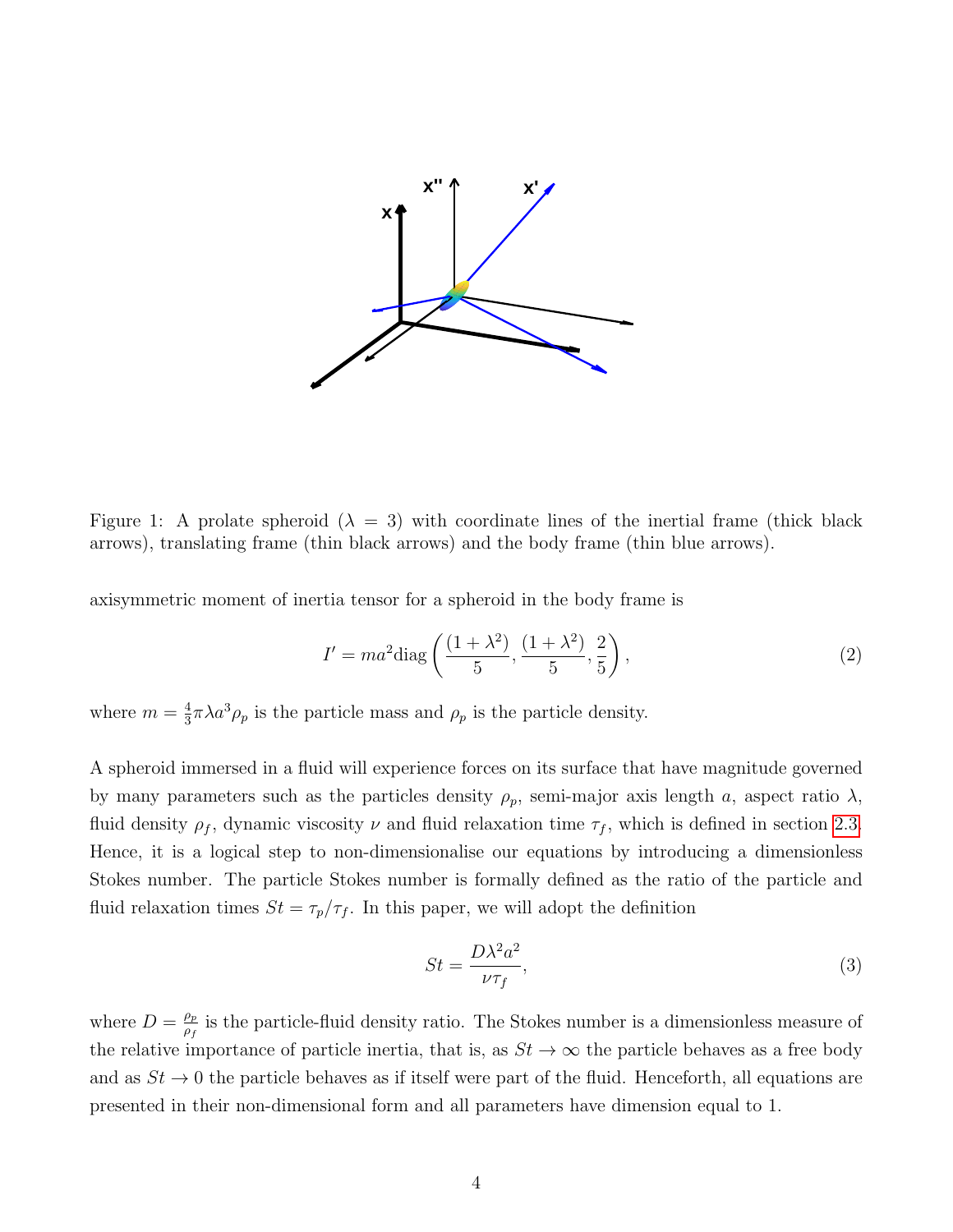Figure 1: A prolate spheroid ($\lambda = 3$) with coordinate lines of the inertial frame (thick black arrows), translating frame (thin black arrows) and the body frame (thin blue arrows).

axisymmetric moment of inertia tensor for a spheroid in the body frame is

$$I' = ma^2 \text{diag}\left(\frac{(1+\lambda^2)}{5}, \frac{(1+\lambda^2)}{5}, \frac{2}{5}\right), \tag{2}$$

where $m = \frac{4}{3}\pi\lambda a^3 \rho_p$ is the particle mass and $\rho_p$ is the particle density.

A spheroid immersed in a fluid will experience forces on its surface that have magnitude governed by many parameters such as the particles density $\rho_p$, semi-major axis length $a$, aspect ratio $\lambda$, fluid density $\rho_f$, dynamic viscosity $\nu$ and fluid relaxation time $\tau_f$, which is defined in section 2.3. Hence, it is a logical step to non-dimensionalise our equations by introducing a dimensionless Stokes number. The particle Stokes number is formally defined as the ratio of the particle and fluid relaxation times $St = \tau_p/\tau_f$. In this paper, we will adopt the definition

$$St = \frac{D\lambda^2 a^2}{\nu \tau_f}, \tag{3}$$

where $D = \frac{\rho_p}{\rho_f}$ is the particle-fluid density ratio. The Stokes number is a dimensionless measure of the relative importance of particle inertia, that is, as $St \to \infty$ the particle behaves as a free body and as $St \to 0$ the particle behaves as if itself were part of the fluid. Henceforth, all equations are presented in their non-dimensional form and all parameters have dimension equal to 1.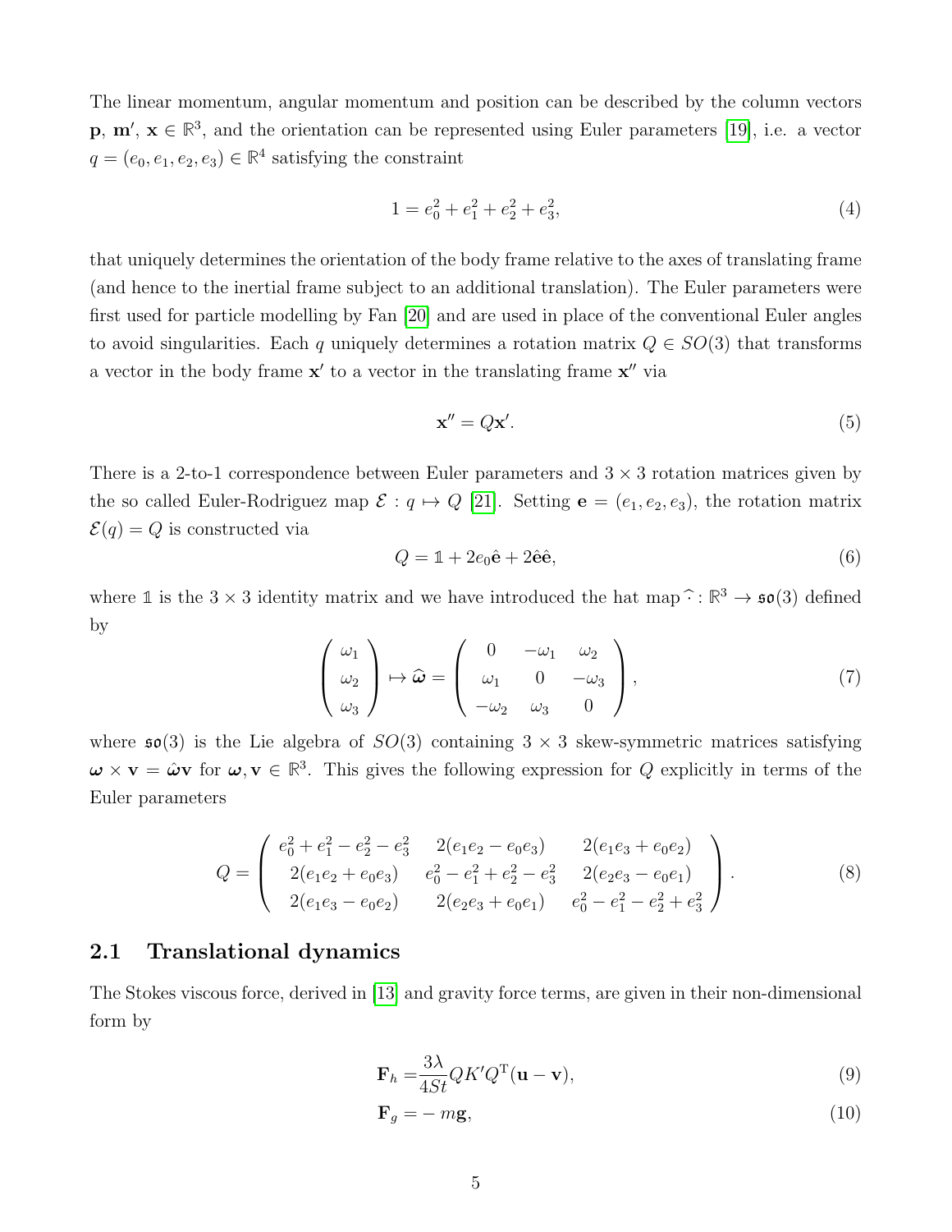The linear momentum, angular momentum and position can be described by the column vectors $\mathbf{p}$, $\mathbf{m}'$, $\mathbf{x} \in \mathbb{R}^3$, and the orientation can be represented using Euler parameters [19], i.e. a vector $q = (e_0, e_1, e_2, e_3) \in \mathbb{R}^4$ satisfying the constraint

$$1 = e_0^2 + e_1^2 + e_2^2 + e_3^2, \tag{4}$$

that uniquely determines the orientation of the body frame relative to the axes of translating frame (and hence to the inertial frame subject to an additional translation). The Euler parameters were first used for particle modelling by Fan [20] and are used in place of the conventional Euler angles to avoid singularities. Each $q$ uniquely determines a rotation matrix $Q \in SO(3)$ that transforms a vector in the body frame $\mathbf{x}'$ to a vector in the translating frame $\mathbf{x}''$ via

$$\mathbf{x}'' = Q\mathbf{x}'. \tag{5}$$

There is a 2-to-1 correspondence between Euler parameters and $3 \times 3$ rotation matrices given by the so called Euler-Rodriguez map $\mathcal{E} : q \mapsto Q$ [21]. Setting $\mathbf{e} = (e_1, e_2, e_3)$, the rotation matrix $\mathcal{E}(q) = Q$ is constructed via

$$Q = \mathbb{1} + 2e_0\hat{\mathbf{e}} + 2\hat{\mathbf{e}}\hat{\mathbf{e}}, \tag{6}$$

where $\mathbb{1}$ is the $3 \times 3$ identity matrix and we have introduced the hat map $\widehat{\cdot} : \mathbb{R}^3 \to \mathfrak{so}(3)$ defined by

$$\begin{pmatrix} \omega_1 \\ \omega_2 \\ \omega_3 \end{pmatrix} \mapsto \widehat{\boldsymbol{\omega}} = \begin{pmatrix} 0 & -\omega_1 & \omega_2 \\ \omega_1 & 0 & -\omega_3 \\ -\omega_2 & \omega_3 & 0 \end{pmatrix}, \tag{7}$$

where $\mathfrak{so}(3)$ is the Lie algebra of $SO(3)$ containing $3 \times 3$ skew-symmetric matrices satisfying $\boldsymbol{\omega} \times \mathbf{v} = \hat{\boldsymbol{\omega}}\mathbf{v}$ for $\boldsymbol{\omega}, \mathbf{v} \in \mathbb{R}^3$. This gives the following expression for $Q$ explicitly in terms of the Euler parameters

$$Q = \begin{pmatrix} e_0^2 + e_1^2 - e_2^2 - e_3^2 & 2(e_1e_2 - e_0e_3) & 2(e_1e_3 + e_0e_2) \\ 2(e_1e_2 + e_0e_3) & e_0^2 - e_1^2 + e_2^2 - e_3^2 & 2(e_2e_3 - e_0e_1) \\ 2(e_1e_3 - e_0e_2) & 2(e_2e_3 + e_0e_1) & e_0^2 - e_1^2 - e_2^2 + e_3^2 \end{pmatrix}. \tag{8}$$

## 2.1 Translational dynamics

The Stokes viscous force, derived in [13] and gravity force terms, are given in their non-dimensional form by

$$\mathbf{F}_h = \frac{3\lambda}{4St} QK'Q^{\mathrm{T}}(\mathbf{u} - \mathbf{v}), \tag{9}$$

$$\mathbf{F}_g = -m\mathbf{g}, \tag{10}$$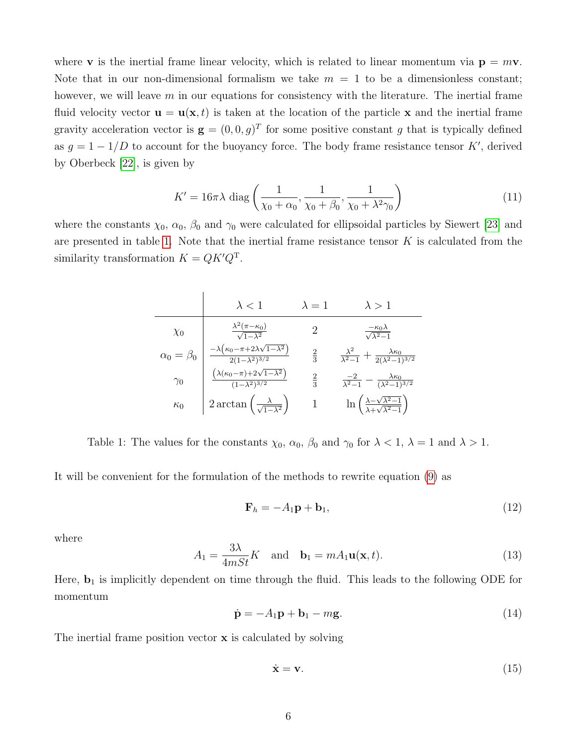where $\mathbf{v}$ is the inertial frame linear velocity, which is related to linear momentum via $\mathbf{p} = m\mathbf{v}$. Note that in our non-dimensional formalism we take $m = 1$ to be a dimensionless constant; however, we will leave $m$ in our equations for consistency with the literature. The inertial frame fluid velocity vector $\mathbf{u} = \mathbf{u}(\mathbf{x}, t)$ is taken at the location of the particle $\mathbf{x}$ and the inertial frame gravity acceleration vector is $\mathbf{g} = (0, 0, g)^T$ for some positive constant $g$ that is typically defined as $g = 1 - 1/D$ to account for the buoyancy force. The body frame resistance tensor $K'$, derived by Oberbeck [22], is given by

$$K' = 16\pi\lambda \ \mathrm{diag}\left(\frac{1}{\chi_0 + \alpha_0}, \frac{1}{\chi_0 + \beta_0}, \frac{1}{\chi_0 + \lambda^2\gamma_0}\right) \tag{11}$$

where the constants $\chi_0$, $\alpha_0$, $\beta_0$ and $\gamma_0$ were calculated for ellipsoidal particles by Siewert [23] and are presented in table 1. Note that the inertial frame resistance tensor $K$ is calculated from the similarity transformation $K = QK'Q^{\mathrm{T}}$.

| | $\lambda < 1$ | $\lambda = 1$ | $\lambda > 1$ |
|---|---|---|---|
| $\chi_0$ | $\frac{\lambda^2(\pi-\kappa_0)}{\sqrt{1-\lambda^2}}$ | $2$ | $\frac{-\kappa_0\lambda}{\sqrt{\lambda^2-1}}$ |
| $\alpha_0 = \beta_0$ | $\frac{-\lambda\left(\kappa_0-\pi+2\lambda\sqrt{1-\lambda^2}\right)}{2(1-\lambda^2)^{3/2}}$ | $\frac{2}{3}$ | $\frac{\lambda^2}{\lambda^2-1} + \frac{\lambda\kappa_0}{2(\lambda^2-1)^{3/2}}$ |
| $\gamma_0$ | $\frac{\left(\lambda(\kappa_0-\pi)+2\sqrt{1-\lambda^2}\right)}{(1-\lambda^2)^{3/2}}$ | $\frac{2}{3}$ | $\frac{-2}{\lambda^2-1} - \frac{\lambda\kappa_0}{(\lambda^2-1)^{3/2}}$ |
| $\kappa_0$ | $2\arctan\left(\frac{\lambda}{\sqrt{1-\lambda^2}}\right)$ | $1$ | $\ln\left(\frac{\lambda-\sqrt{\lambda^2-1}}{\lambda+\sqrt{\lambda^2-1}}\right)$ |

Table 1: The values for the constants $\chi_0$, $\alpha_0$, $\beta_0$ and $\gamma_0$ for $\lambda < 1$, $\lambda = 1$ and $\lambda > 1$.

It will be convenient for the formulation of the methods to rewrite equation (9) as

$$\mathbf{F}_h = -A_1\mathbf{p} + \mathbf{b}_1, \tag{12}$$

where

$$A_1 = \frac{3\lambda}{4mSt}K \quad \text{and} \quad \mathbf{b}_1 = mA_1\mathbf{u}(\mathbf{x}, t). \tag{13}$$

Here, $\mathbf{b}_1$ is implicitly dependent on time through the fluid. This leads to the following ODE for momentum

$$\dot{\mathbf{p}} = -A_1\mathbf{p} + \mathbf{b}_1 - m\mathbf{g}. \tag{14}$$

The inertial frame position vector $\mathbf{x}$ is calculated by solving

$$\dot{\mathbf{x}} = \mathbf{v}. \tag{15}$$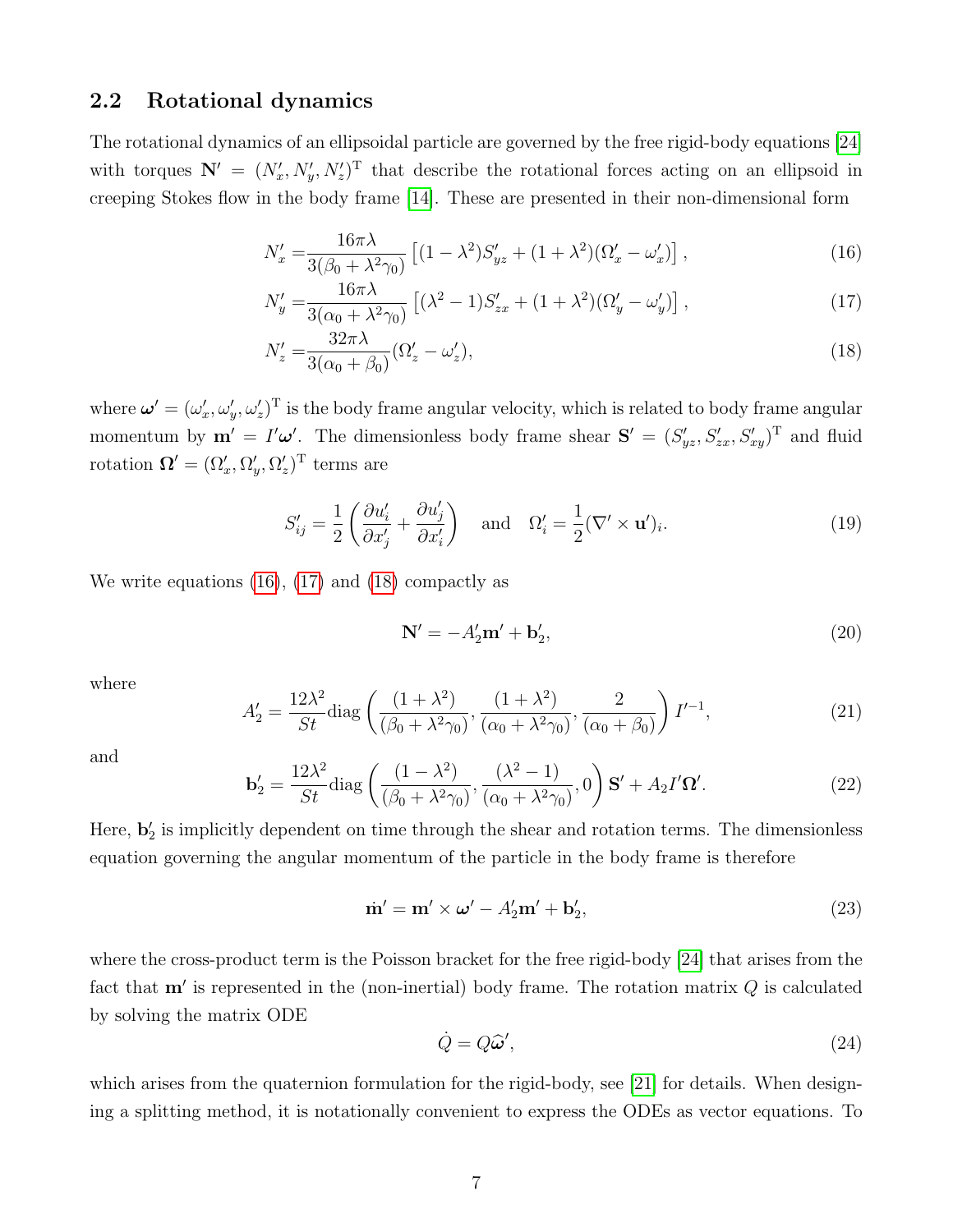## 2.2 Rotational dynamics

The rotational dynamics of an ellipsoidal particle are governed by the free rigid-body equations [24] with torques $\mathbf{N}' = (N_x', N_y', N_z')^{\mathrm{T}}$ that describe the rotational forces acting on an ellipsoid in creeping Stokes flow in the body frame [14]. These are presented in their non-dimensional form

$$N_x' = \frac{16\pi\lambda}{3(\beta_0 + \lambda^2\gamma_0)} \left[(1-\lambda^2)S_{yz}' + (1+\lambda^2)(\Omega_x' - \omega_x')\right], \tag{16}$$

$$N_y' = \frac{16\pi\lambda}{3(\alpha_0 + \lambda^2\gamma_0)} \left[(\lambda^2-1)S_{zx}' + (1+\lambda^2)(\Omega_y' - \omega_y')\right], \tag{17}$$

$$N_z' = \frac{32\pi\lambda}{3(\alpha_0 + \beta_0)}(\Omega_z' - \omega_z'), \tag{18}$$

where $\boldsymbol{\omega}' = (\omega_x', \omega_y', \omega_z')^{\mathrm{T}}$ is the body frame angular velocity, which is related to body frame angular momentum by $\mathbf{m}' = I'\boldsymbol{\omega}'$. The dimensionless body frame shear $\mathbf{S}' = (S_{yz}', S_{zx}', S_{xy}')^{\mathrm{T}}$ and fluid rotation $\boldsymbol{\Omega}' = (\Omega_x', \Omega_y', \Omega_z')^{\mathrm{T}}$ terms are

$$S_{ij}' = \frac{1}{2}\left(\frac{\partial u_i'}{\partial x_j'} + \frac{\partial u_j'}{\partial x_i'}\right) \quad \text{and} \quad \Omega_i' = \frac{1}{2}(\nabla' \times \mathbf{u}')_i. \tag{19}$$

We write equations (16), (17) and (18) compactly as

$$\mathbf{N}' = -A_2'\mathbf{m}' + \mathbf{b}_2', \tag{20}$$

where

$$A_2' = \frac{12\lambda^2}{St}\mathrm{diag}\left(\frac{(1+\lambda^2)}{(\beta_0 + \lambda^2\gamma_0)}, \frac{(1+\lambda^2)}{(\alpha_0 + \lambda^2\gamma_0)}, \frac{2}{(\alpha_0 + \beta_0)}\right) I'^{-1}, \tag{21}$$

and

$$\mathbf{b}_2' = \frac{12\lambda^2}{St}\mathrm{diag}\left(\frac{(1-\lambda^2)}{(\beta_0 + \lambda^2\gamma_0)}, \frac{(\lambda^2-1)}{(\alpha_0 + \lambda^2\gamma_0)}, 0\right)\mathbf{S}' + A_2 I'\boldsymbol{\Omega}'. \tag{22}$$

Here, $\mathbf{b}_2'$ is implicitly dependent on time through the shear and rotation terms. The dimensionless equation governing the angular momentum of the particle in the body frame is therefore

$$\dot{\mathbf{m}}' = \mathbf{m}' \times \boldsymbol{\omega}' - A_2'\mathbf{m}' + \mathbf{b}_2', \tag{23}$$

where the cross-product term is the Poisson bracket for the free rigid-body [24] that arises from the fact that $\mathbf{m}'$ is represented in the (non-inertial) body frame. The rotation matrix $Q$ is calculated by solving the matrix ODE

$$\dot{Q} = Q\widehat{\boldsymbol{\omega}}', \tag{24}$$

which arises from the quaternion formulation for the rigid-body, see [21] for details. When designing a splitting method, it is notationally convenient to express the ODEs as vector equations. To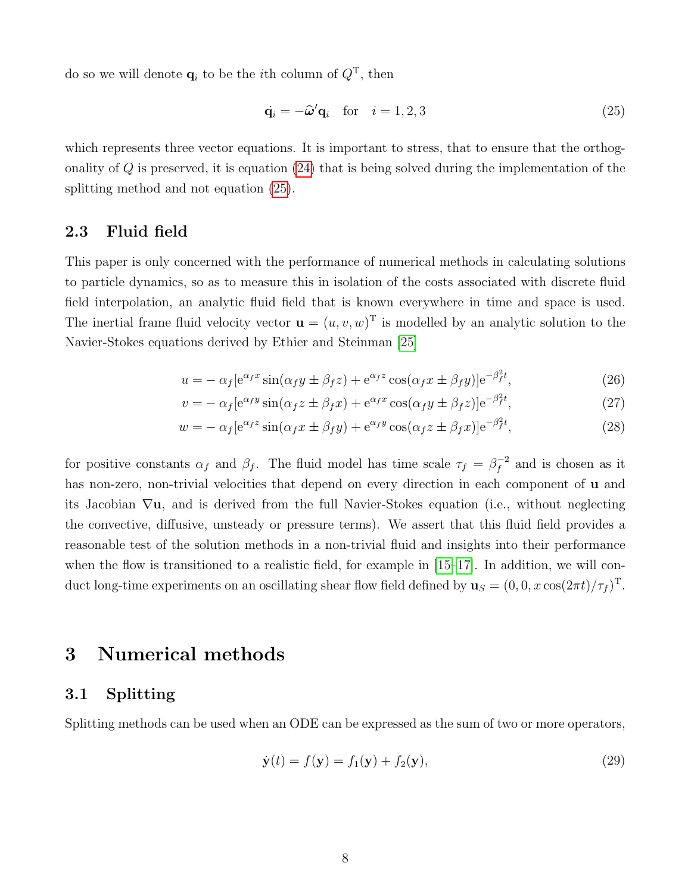do so we will denote $\mathbf{q}_i$ to be the $i$th column of $Q^{\mathrm{T}}$, then

$$\dot{\mathbf{q}}_i = -\widehat{\boldsymbol{\omega}}'\mathbf{q}_i \quad \text{for} \quad i = 1, 2, 3 \tag{25}$$

which represents three vector equations. It is important to stress, that to ensure that the orthogonality of $Q$ is preserved, it is equation (24) that is being solved during the implementation of the splitting method and not equation (25).

### 2.3 Fluid field

This paper is only concerned with the performance of numerical methods in calculating solutions to particle dynamics, so as to measure this in isolation of the costs associated with discrete fluid field interpolation, an analytic fluid field that is known everywhere in time and space is used. The inertial frame fluid velocity vector $\mathbf{u} = (u, v, w)^{\mathrm{T}}$ is modelled by an analytic solution to the Navier-Stokes equations derived by Ethier and Steinman [25]

$$u = -\alpha_f[\mathrm{e}^{\alpha_f x}\sin(\alpha_f y \pm \beta_f z) + \mathrm{e}^{\alpha_f z}\cos(\alpha_f x \pm \beta_f y)]\mathrm{e}^{-\beta_f^2 t}, \tag{26}$$

$$v = -\alpha_f[\mathrm{e}^{\alpha_f y}\sin(\alpha_f z \pm \beta_f x) + \mathrm{e}^{\alpha_f x}\cos(\alpha_f y \pm \beta_f z)]\mathrm{e}^{-\beta_f^2 t}, \tag{27}$$

$$w = -\alpha_f[\mathrm{e}^{\alpha_f z}\sin(\alpha_f x \pm \beta_f y) + \mathrm{e}^{\alpha_f y}\cos(\alpha_f z \pm \beta_f x)]\mathrm{e}^{-\beta_f^2 t}, \tag{28}$$

for positive constants $\alpha_f$ and $\beta_f$. The fluid model has time scale $\tau_f = \beta_f^{-2}$ and is chosen as it has non-zero, non-trivial velocities that depend on every direction in each component of $\mathbf{u}$ and its Jacobian $\nabla\mathbf{u}$, and is derived from the full Navier-Stokes equation (i.e., without neglecting the convective, diffusive, unsteady or pressure terms). We assert that this fluid field provides a reasonable test of the solution methods in a non-trivial fluid and insights into their performance when the flow is transitioned to a realistic field, for example in [15–17]. In addition, we will conduct long-time experiments on an oscillating shear flow field defined by $\mathbf{u}_S = (0, 0, x\cos(2\pi t)/\tau_f)^{\mathrm{T}}$.

## 3 Numerical methods

### 3.1 Splitting

Splitting methods can be used when an ODE can be expressed as the sum of two or more operators,

$$\dot{\mathbf{y}}(t) = f(\mathbf{y}) = f_1(\mathbf{y}) + f_2(\mathbf{y}), \tag{29}$$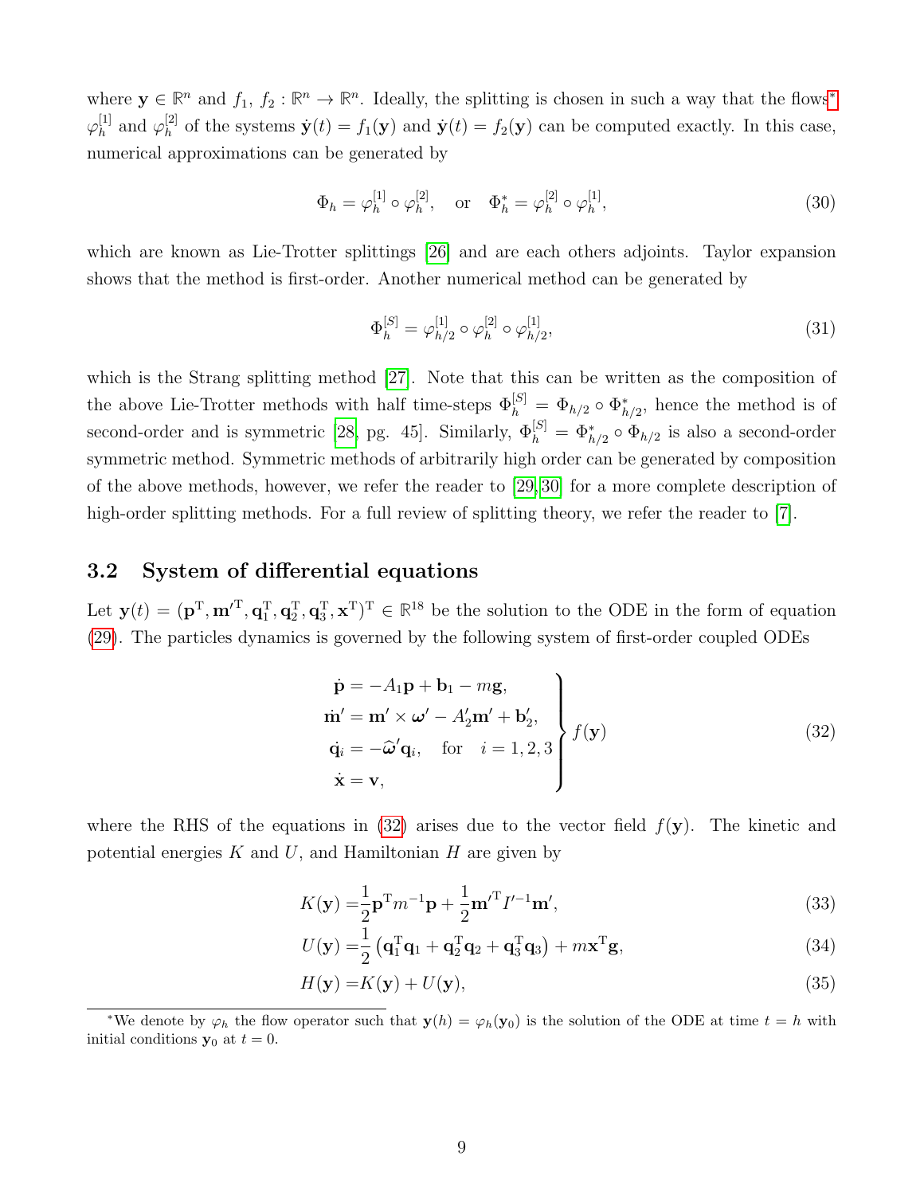where $\mathbf{y} \in \mathbb{R}^n$ and $f_1, f_2 : \mathbb{R}^n \to \mathbb{R}^n$. Ideally, the splitting is chosen in such a way that the flows* $\varphi_h^{[1]}$ and $\varphi_h^{[2]}$ of the systems $\dot{\mathbf{y}}(t) = f_1(\mathbf{y})$ and $\dot{\mathbf{y}}(t) = f_2(\mathbf{y})$ can be computed exactly. In this case, numerical approximations can be generated by

$$\Phi_h = \varphi_h^{[1]} \circ \varphi_h^{[2]}, \quad \text{or} \quad \Phi_h^* = \varphi_h^{[2]} \circ \varphi_h^{[1]}, \tag{30}$$

which are known as Lie-Trotter splittings [26] and are each others adjoints. Taylor expansion shows that the method is first-order. Another numerical method can be generated by

$$\Phi_h^{[S]} = \varphi_{h/2}^{[1]} \circ \varphi_h^{[2]} \circ \varphi_{h/2}^{[1]}, \tag{31}$$

which is the Strang splitting method [27]. Note that this can be written as the composition of the above Lie-Trotter methods with half time-steps $\Phi_h^{[S]} = \Phi_{h/2} \circ \Phi_{h/2}^*$, hence the method is of second-order and is symmetric [28, pg. 45]. Similarly, $\Phi_h^{[S]} = \Phi_{h/2}^* \circ \Phi_{h/2}$ is also a second-order symmetric method. Symmetric methods of arbitrarily high order can be generated by composition of the above methods, however, we refer the reader to [29, 30] for a more complete description of high-order splitting methods. For a full review of splitting theory, we refer the reader to [7].

### 3.2 System of differential equations

Let $\mathbf{y}(t) = (\mathbf{p}^{\mathrm{T}}, \mathbf{m}'^{\mathrm{T}}, \mathbf{q}_1^{\mathrm{T}}, \mathbf{q}_2^{\mathrm{T}}, \mathbf{q}_3^{\mathrm{T}}, \mathbf{x}^{\mathrm{T}})^{\mathrm{T}} \in \mathbb{R}^{18}$ be the solution to the ODE in the form of equation (29). The particles dynamics is governed by the following system of first-order coupled ODEs

$$\left.\begin{aligned}
\dot{\mathbf{p}} &= -A_1\mathbf{p} + \mathbf{b}_1 - m\mathbf{g}, \\
\dot{\mathbf{m}}' &= \mathbf{m}' \times \boldsymbol{\omega}' - A_2'\mathbf{m}' + \mathbf{b}_2', \\
\dot{\mathbf{q}}_i &= -\widehat{\boldsymbol{\omega}}'\mathbf{q}_i, \quad \text{for} \quad i = 1, 2, 3 \\
\dot{\mathbf{x}} &= \mathbf{v},
\end{aligned}\right\} f(\mathbf{y}) \tag{32}$$

where the RHS of the equations in (32) arises due to the vector field $f(\mathbf{y})$. The kinetic and potential energies $K$ and $U$, and Hamiltonian $H$ are given by

$$K(\mathbf{y}) = \frac{1}{2}\mathbf{p}^{\mathrm{T}} m^{-1}\mathbf{p} + \frac{1}{2}\mathbf{m}'^{\mathrm{T}} I'^{-1}\mathbf{m}', \tag{33}$$

$$U(\mathbf{y}) = \frac{1}{2}\left(\mathbf{q}_1^{\mathrm{T}}\mathbf{q}_1 + \mathbf{q}_2^{\mathrm{T}}\mathbf{q}_2 + \mathbf{q}_3^{\mathrm{T}}\mathbf{q}_3\right) + m\mathbf{x}^{\mathrm{T}}\mathbf{g}, \tag{34}$$

$$H(\mathbf{y}) = K(\mathbf{y}) + U(\mathbf{y}), \tag{35}$$

*We denote by $\varphi_h$ the flow operator such that $\mathbf{y}(h) = \varphi_h(\mathbf{y}_0)$ is the solution of the ODE at time $t = h$ with initial conditions $\mathbf{y}_0$ at $t = 0$.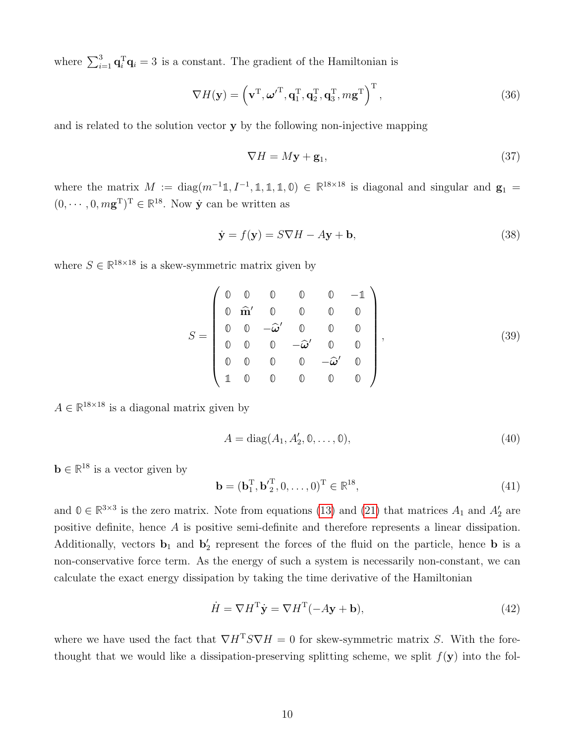where $\sum_{i=1}^{3} \mathbf{q}_i^{\mathrm{T}} \mathbf{q}_i = 3$ is a constant. The gradient of the Hamiltonian is

$$\nabla H(\mathbf{y}) = \left( \mathbf{v}^{\mathrm{T}}, \boldsymbol{\omega}'^{\mathrm{T}}, \mathbf{q}_1^{\mathrm{T}}, \mathbf{q}_2^{\mathrm{T}}, \mathbf{q}_3^{\mathrm{T}}, m\mathbf{g}^{\mathrm{T}} \right)^{\mathrm{T}}, \tag{36}$$

and is related to the solution vector $\mathbf{y}$ by the following non-injective mapping

$$\nabla H = M\mathbf{y} + \mathbf{g}_1, \tag{37}$$

where the matrix $M := \mathrm{diag}(m^{-1}\mathbb{1}, I^{-1}, \mathbb{1}, \mathbb{1}, \mathbb{1}, \mathbb{0}) \in \mathbb{R}^{18\times 18}$ is diagonal and singular and $\mathbf{g}_1 = (0, \cdots, 0, m\mathbf{g}^{\mathrm{T}})^{\mathrm{T}} \in \mathbb{R}^{18}$. Now $\dot{\mathbf{y}}$ can be written as

$$\dot{\mathbf{y}} = f(\mathbf{y}) = S\nabla H - A\mathbf{y} + \mathbf{b}, \tag{38}$$

where $S \in \mathbb{R}^{18\times 18}$ is a skew-symmetric matrix given by

$$S = \begin{pmatrix} \mathbb{0} & \mathbb{0} & \mathbb{0} & \mathbb{0} & \mathbb{0} & -\mathbb{1} \\ \mathbb{0} & \widehat{\mathbf{m}}' & \mathbb{0} & \mathbb{0} & \mathbb{0} & \mathbb{0} \\ \mathbb{0} & \mathbb{0} & -\widehat{\boldsymbol{\omega}}' & \mathbb{0} & \mathbb{0} & \mathbb{0} \\ \mathbb{0} & \mathbb{0} & \mathbb{0} & -\widehat{\boldsymbol{\omega}}' & \mathbb{0} & \mathbb{0} \\ \mathbb{0} & \mathbb{0} & \mathbb{0} & \mathbb{0} & -\widehat{\boldsymbol{\omega}}' & \mathbb{0} \\ \mathbb{1} & \mathbb{0} & \mathbb{0} & \mathbb{0} & \mathbb{0} & \mathbb{0} \end{pmatrix}, \tag{39}$$

$A \in \mathbb{R}^{18\times 18}$ is a diagonal matrix given by

$$A = \mathrm{diag}(A_1, A_2', \mathbb{0}, \dots, \mathbb{0}), \tag{40}$$

$\mathbf{b} \in \mathbb{R}^{18}$ is a vector given by

$$\mathbf{b} = (\mathbf{b}_1^{\mathrm{T}}, \mathbf{b}'^{\mathrm{T}}_2, 0, \dots, 0)^{\mathrm{T}} \in \mathbb{R}^{18}, \tag{41}$$

and $\mathbb{0} \in \mathbb{R}^{3\times 3}$ is the zero matrix. Note from equations (13) and (21) that matrices $A_1$ and $A_2'$ are positive definite, hence $A$ is positive semi-definite and therefore represents a linear dissipation. Additionally, vectors $\mathbf{b}_1$ and $\mathbf{b}_2'$ represent the forces of the fluid on the particle, hence $\mathbf{b}$ is a non-conservative force term. As the energy of such a system is necessarily non-constant, we can calculate the exact energy dissipation by taking the time derivative of the Hamiltonian

$$\dot{H} = \nabla H^{\mathrm{T}} \dot{\mathbf{y}} = \nabla H^{\mathrm{T}}(-A\mathbf{y} + \mathbf{b}), \tag{42}$$

where we have used the fact that $\nabla H^{\mathrm{T}} S \nabla H = 0$ for skew-symmetric matrix $S$. With the forethought that we would like a dissipation-preserving splitting scheme, we split $f(\mathbf{y})$ into the fol-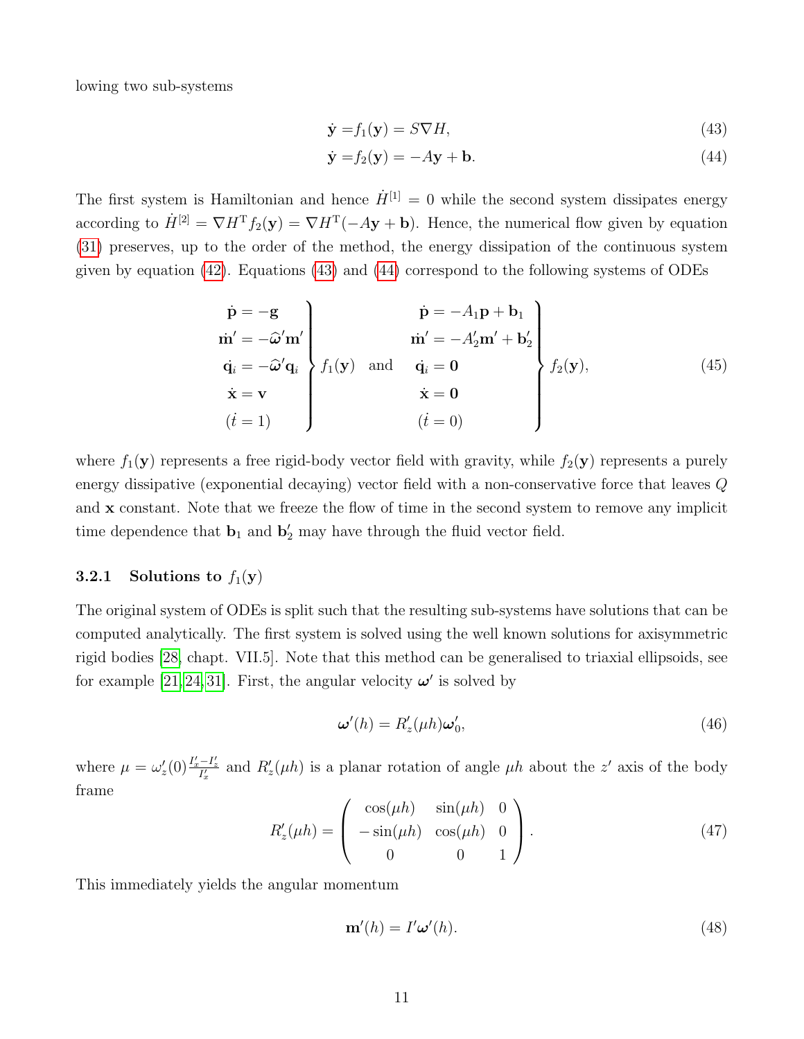lowing two sub-systems

$$
\dot{\mathbf{y}} = f_1(\mathbf{y}) = S\nabla H, \tag{43}
$$

$$
\dot{\mathbf{y}} = f_2(\mathbf{y}) = -A\mathbf{y} + \mathbf{b}. \tag{44}
$$

The first system is Hamiltonian and hence $\dot{H}^{[1]} = 0$ while the second system dissipates energy according to $\dot{H}^{[2]} = \nabla H^{\mathrm{T}} f_2(\mathbf{y}) = \nabla H^{\mathrm{T}}(-A\mathbf{y} + \mathbf{b})$. Hence, the numerical flow given by equation (31) preserves, up to the order of the method, the energy dissipation of the continuous system given by equation (42). Equations (43) and (44) correspond to the following systems of ODEs

$$
\left.\begin{aligned}
\dot{\mathbf{p}} &= -\mathbf{g} \\
\dot{\mathbf{m}}' &= -\widehat{\boldsymbol{\omega}}'\mathbf{m}' \\
\dot{\mathbf{q}}_i &= -\widehat{\boldsymbol{\omega}}'\mathbf{q}_i \\
\dot{\mathbf{x}} &= \mathbf{v} \\
(\dot{t} &= 1)
\end{aligned}\right\} f_1(\mathbf{y}) \quad \text{and} \quad
\left.\begin{aligned}
\dot{\mathbf{p}} &= -A_1\mathbf{p} + \mathbf{b}_1 \\
\dot{\mathbf{m}}' &= -A_2'\mathbf{m}' + \mathbf{b}_2' \\
\dot{\mathbf{q}}_i &= \mathbf{0} \\
\dot{\mathbf{x}} &= \mathbf{0} \\
(\dot{t} &= 0)
\end{aligned}\right\} f_2(\mathbf{y}), \tag{45}
$$

where $f_1(\mathbf{y})$ represents a free rigid-body vector field with gravity, while $f_2(\mathbf{y})$ represents a purely energy dissipative (exponential decaying) vector field with a non-conservative force that leaves $Q$ and $\mathbf{x}$ constant. Note that we freeze the flow of time in the second system to remove any implicit time dependence that $\mathbf{b}_1$ and $\mathbf{b}_2'$ may have through the fluid vector field.

### 3.2.1 Solutions to $f_1(\mathbf{y})$

The original system of ODEs is split such that the resulting sub-systems have solutions that can be computed analytically. The first system is solved using the well known solutions for axisymmetric rigid bodies [28, chapt. VII.5]. Note that this method can be generalised to triaxial ellipsoids, see for example [21, 24, 31]. First, the angular velocity $\boldsymbol{\omega}'$ is solved by

$$
\boldsymbol{\omega}'(h) = R_z'(\mu h)\boldsymbol{\omega}_0', \tag{46}
$$

where $\mu = \omega_z'(0)\frac{I_x' - I_z'}{I_x'}$ and $R_z'(\mu h)$ is a planar rotation of angle $\mu h$ about the $z'$ axis of the body frame

$$
R_z'(\mu h) = \begin{pmatrix} \cos(\mu h) & \sin(\mu h) & 0 \\ -\sin(\mu h) & \cos(\mu h) & 0 \\ 0 & 0 & 1 \end{pmatrix}. \tag{47}
$$

This immediately yields the angular momentum

$$
\mathbf{m}'(h) = I'\boldsymbol{\omega}'(h). \tag{48}
$$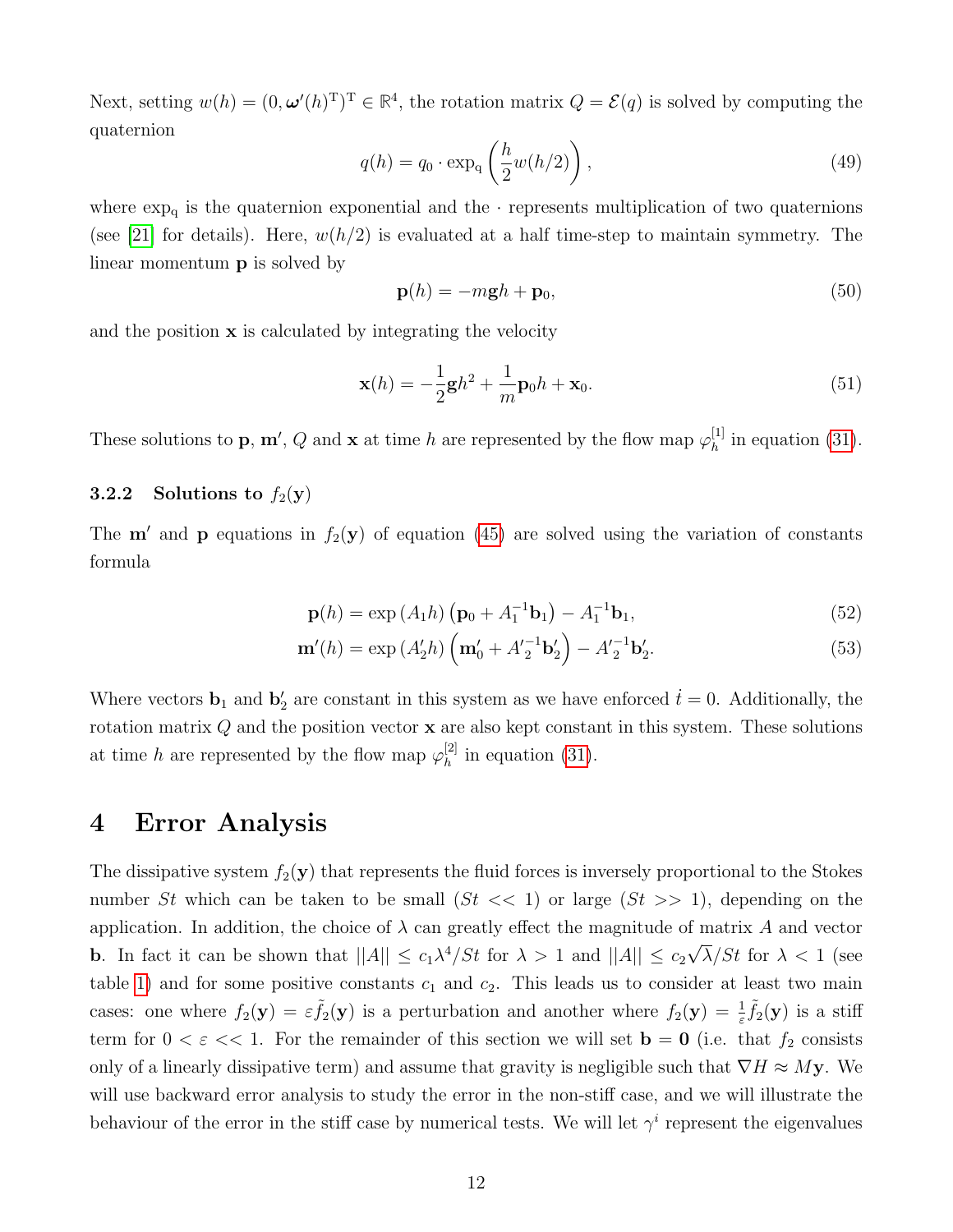Next, setting $w(h) = (0, \boldsymbol{\omega}'(h)^{\mathrm{T}})^{\mathrm{T}} \in \mathbb{R}^4$, the rotation matrix $Q = \mathcal{E}(q)$ is solved by computing the quaternion

$$q(h) = q_0 \cdot \exp_{\mathrm{q}}\left(\frac{h}{2} w(h/2)\right), \tag{49}$$

where $\exp_{\mathrm{q}}$ is the quaternion exponential and the $\cdot$ represents multiplication of two quaternions (see [21] for details). Here, $w(h/2)$ is evaluated at a half time-step to maintain symmetry. The linear momentum $\mathbf{p}$ is solved by

$$\mathbf{p}(h) = -m\mathbf{g}h + \mathbf{p}_0, \tag{50}$$

and the position $\mathbf{x}$ is calculated by integrating the velocity

$$\mathbf{x}(h) = -\frac{1}{2}\mathbf{g}h^2 + \frac{1}{m}\mathbf{p}_0 h + \mathbf{x}_0. \tag{51}$$

These solutions to $\mathbf{p}$, $\mathbf{m}'$, $Q$ and $\mathbf{x}$ at time $h$ are represented by the flow map $\varphi_h^{[1]}$ in equation (31).

### 3.2.2 Solutions to $f_2(\mathbf{y})$

The $\mathbf{m}'$ and $\mathbf{p}$ equations in $f_2(\mathbf{y})$ of equation (45) are solved using the variation of constants formula

$$\mathbf{p}(h) = \exp\left(A_1 h\right)\left(\mathbf{p}_0 + A_1^{-1}\mathbf{b}_1\right) - A_1^{-1}\mathbf{b}_1, \tag{52}$$

$$\mathbf{m}'(h) = \exp\left(A_2' h\right)\left(\mathbf{m}_0' + A_2'^{-1}\mathbf{b}_2'\right) - A_2'^{-1}\mathbf{b}_2'. \tag{53}$$

Where vectors $\mathbf{b}_1$ and $\mathbf{b}_2'$ are constant in this system as we have enforced $\dot{t} = 0$. Additionally, the rotation matrix $Q$ and the position vector $\mathbf{x}$ are also kept constant in this system. These solutions at time $h$ are represented by the flow map $\varphi_h^{[2]}$ in equation (31).

# 4 Error Analysis

The dissipative system $f_2(\mathbf{y})$ that represents the fluid forces is inversely proportional to the Stokes number $St$ which can be taken to be small ($St << 1$) or large ($St >> 1$), depending on the application. In addition, the choice of $\lambda$ can greatly effect the magnitude of matrix $A$ and vector $\mathbf{b}$. In fact it can be shown that $||A|| \leq c_1\lambda^4/St$ for $\lambda > 1$ and $||A|| \leq c_2\sqrt{\lambda}/St$ for $\lambda < 1$ (see table 1) and for some positive constants $c_1$ and $c_2$. This leads us to consider at least two main cases: one where $f_2(\mathbf{y}) = \varepsilon \tilde{f}_2(\mathbf{y})$ is a perturbation and another where $f_2(\mathbf{y}) = \frac{1}{\varepsilon}\tilde{f}_2(\mathbf{y})$ is a stiff term for $0 < \varepsilon << 1$. For the remainder of this section we will set $\mathbf{b} = \mathbf{0}$ (i.e. that $f_2$ consists only of a linearly dissipative term) and assume that gravity is negligible such that $\nabla H \approx M\mathbf{y}$. We will use backward error analysis to study the error in the non-stiff case, and we will illustrate the behaviour of the error in the stiff case by numerical tests. We will let $\gamma^i$ represent the eigenvalues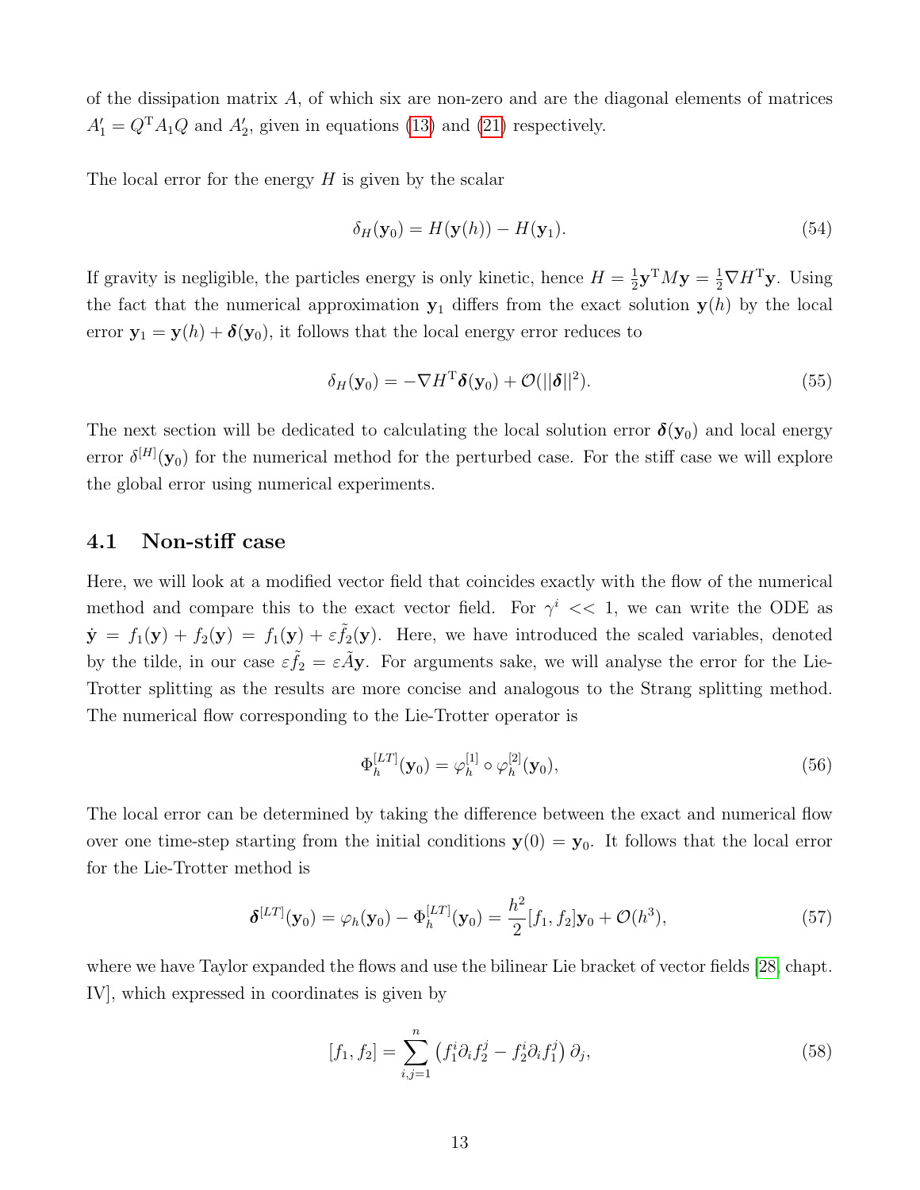of the dissipation matrix $A$, of which six are non-zero and are the diagonal elements of matrices $A_1' = Q^{\mathrm{T}} A_1 Q$ and $A_2'$, given in equations (13) and (21) respectively.

The local error for the energy $H$ is given by the scalar

$$\delta_H(\mathbf{y}_0) = H(\mathbf{y}(h)) - H(\mathbf{y}_1). \tag{54}$$

If gravity is negligible, the particles energy is only kinetic, hence $H = \frac{1}{2}\mathbf{y}^{\mathrm{T}} M \mathbf{y} = \frac{1}{2}\nabla H^{\mathrm{T}} \mathbf{y}$. Using the fact that the numerical approximation $\mathbf{y}_1$ differs from the exact solution $\mathbf{y}(h)$ by the local error $\mathbf{y}_1 = \mathbf{y}(h) + \boldsymbol{\delta}(\mathbf{y}_0)$, it follows that the local energy error reduces to

$$\delta_H(\mathbf{y}_0) = -\nabla H^{\mathrm{T}} \boldsymbol{\delta}(\mathbf{y}_0) + \mathcal{O}(||\boldsymbol{\delta}||^2). \tag{55}$$

The next section will be dedicated to calculating the local solution error $\boldsymbol{\delta}(\mathbf{y}_0)$ and local energy error $\delta^{[H]}(\mathbf{y}_0)$ for the numerical method for the perturbed case. For the stiff case we will explore the global error using numerical experiments.

## 4.1 Non-stiff case

Here, we will look at a modified vector field that coincides exactly with the flow of the numerical method and compare this to the exact vector field. For $\gamma^i << 1$, we can write the ODE as $\dot{\mathbf{y}} = f_1(\mathbf{y}) + f_2(\mathbf{y}) = f_1(\mathbf{y}) + \varepsilon \tilde{f}_2(\mathbf{y})$. Here, we have introduced the scaled variables, denoted by the tilde, in our case $\varepsilon \tilde{f}_2 = \varepsilon \tilde{A}\mathbf{y}$. For arguments sake, we will analyse the error for the Lie-Trotter splitting as the results are more concise and analogous to the Strang splitting method. The numerical flow corresponding to the Lie-Trotter operator is

$$\Phi_h^{[LT]}(\mathbf{y}_0) = \varphi_h^{[1]} \circ \varphi_h^{[2]}(\mathbf{y}_0), \tag{56}$$

The local error can be determined by taking the difference between the exact and numerical flow over one time-step starting from the initial conditions $\mathbf{y}(0) = \mathbf{y}_0$. It follows that the local error for the Lie-Trotter method is

$$\boldsymbol{\delta}^{[LT]}(\mathbf{y}_0) = \varphi_h(\mathbf{y}_0) - \Phi_h^{[LT]}(\mathbf{y}_0) = \frac{h^2}{2}[f_1, f_2]\mathbf{y}_0 + \mathcal{O}(h^3), \tag{57}$$

where we have Taylor expanded the flows and use the bilinear Lie bracket of vector fields [28, chapt. IV], which expressed in coordinates is given by

$$[f_1, f_2] = \sum_{i,j=1}^{n} \left( f_1^i \partial_i f_2^j - f_2^i \partial_i f_1^j \right) \partial_j, \tag{58}$$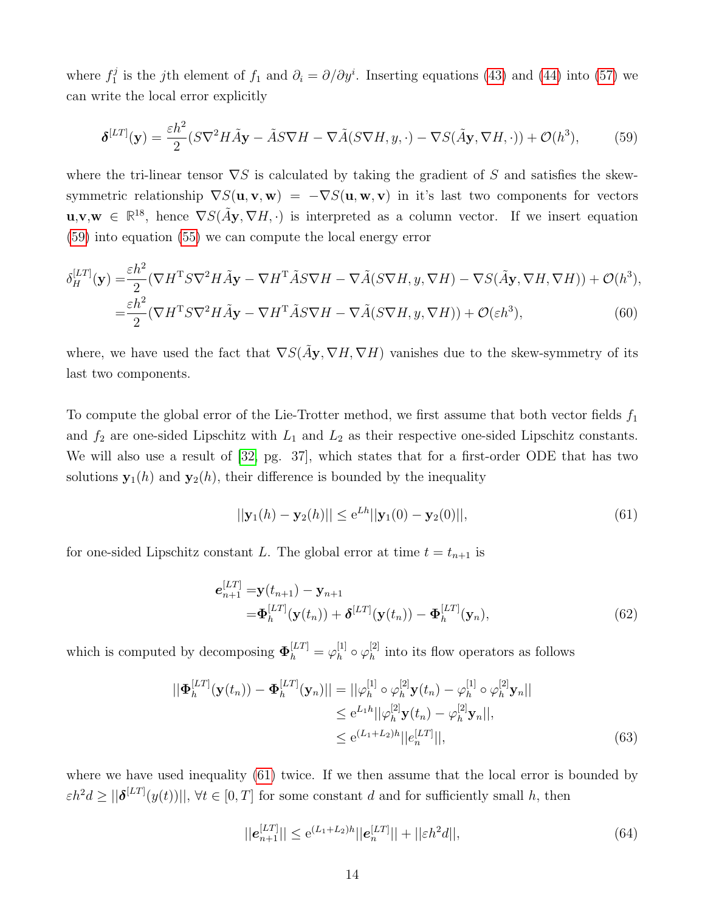where $f_1^j$ is the $j$th element of $f_1$ and $\partial_i = \partial/\partial y^i$. Inserting equations (43) and (44) into (57) we can write the local error explicitly

$$\boldsymbol{\delta}^{[LT]}(\mathbf{y}) = \frac{\varepsilon h^2}{2}(S\nabla^2 H\tilde{A}\mathbf{y} - \tilde{A}S\nabla H - \nabla\tilde{A}(S\nabla H, y, \cdot) - \nabla S(\tilde{A}\mathbf{y}, \nabla H, \cdot)) + \mathcal{O}(h^3), \tag{59}$$

where the tri-linear tensor $\nabla S$ is calculated by taking the gradient of $S$ and satisfies the skew-symmetric relationship $\nabla S(\mathbf{u}, \mathbf{v}, \mathbf{w}) = -\nabla S(\mathbf{u}, \mathbf{w}, \mathbf{v})$ in it's last two components for vectors $\mathbf{u}$,$\mathbf{v}$,$\mathbf{w} \in \mathbb{R}^{18}$, hence $\nabla S(\tilde{A}\mathbf{y}, \nabla H, \cdot)$ is interpreted as a column vector. If we insert equation (59) into equation (55) we can compute the local energy error

$$\begin{aligned}
\delta_H^{[LT]}(\mathbf{y}) =& \frac{\varepsilon h^2}{2}(\nabla H^{\mathrm{T}} S\nabla^2 H\tilde{A}\mathbf{y} - \nabla H^{\mathrm{T}}\tilde{A}S\nabla H - \nabla\tilde{A}(S\nabla H, y, \nabla H) - \nabla S(\tilde{A}\mathbf{y}, \nabla H, \nabla H)) + \mathcal{O}(h^3), \\
=& \frac{\varepsilon h^2}{2}(\nabla H^{\mathrm{T}} S\nabla^2 H\tilde{A}\mathbf{y} - \nabla H^{\mathrm{T}}\tilde{A}S\nabla H - \nabla\tilde{A}(S\nabla H, y, \nabla H)) + \mathcal{O}(\varepsilon h^3),
\end{aligned} \tag{60}$$

where, we have used the fact that $\nabla S(\tilde{A}\mathbf{y}, \nabla H, \nabla H)$ vanishes due to the skew-symmetry of its last two components.

To compute the global error of the Lie-Trotter method, we first assume that both vector fields $f_1$ and $f_2$ are one-sided Lipschitz with $L_1$ and $L_2$ as their respective one-sided Lipschitz constants. We will also use a result of [32, pg. 37], which states that for a first-order ODE that has two solutions $\mathbf{y}_1(h)$ and $\mathbf{y}_2(h)$, their difference is bounded by the inequality

$$||\mathbf{y}_1(h) - \mathbf{y}_2(h)|| \leq \mathrm{e}^{Lh}||\mathbf{y}_1(0) - \mathbf{y}_2(0)||, \tag{61}$$

for one-sided Lipschitz constant $L$. The global error at time $t = t_{n+1}$ is

$$\begin{aligned}
\boldsymbol{e}_{n+1}^{[LT]} =& \mathbf{y}(t_{n+1}) - \mathbf{y}_{n+1} \\
=& \boldsymbol{\Phi}_h^{[LT]}(\mathbf{y}(t_n)) + \boldsymbol{\delta}^{[LT]}(\mathbf{y}(t_n)) - \boldsymbol{\Phi}_h^{[LT]}(\mathbf{y}_n),
\end{aligned} \tag{62}$$

which is computed by decomposing $\boldsymbol{\Phi}_h^{[LT]} = \varphi_h^{[1]} \circ \varphi_h^{[2]}$ into its flow operators as follows

$$\begin{aligned}
||\boldsymbol{\Phi}_h^{[LT]}(\mathbf{y}(t_n)) - \boldsymbol{\Phi}_h^{[LT]}(\mathbf{y}_n)|| &= ||\varphi_h^{[1]} \circ \varphi_h^{[2]}\mathbf{y}(t_n) - \varphi_h^{[1]} \circ \varphi_h^{[2]}\mathbf{y}_n|| \\
&\leq \mathrm{e}^{L_1 h}||\varphi_h^{[2]}\mathbf{y}(t_n) - \varphi_h^{[2]}\mathbf{y}_n||, \\
&\leq \mathrm{e}^{(L_1+L_2)h}||e_n^{[LT]}||,
\end{aligned} \tag{63}$$

where we have used inequality (61) twice. If we then assume that the local error is bounded by $\varepsilon h^2 d \geq ||\boldsymbol{\delta}^{[LT]}(y(t))||$, $\forall t \in [0, T]$ for some constant $d$ and for sufficiently small $h$, then

$$||\boldsymbol{e}_{n+1}^{[LT]}|| \leq \mathrm{e}^{(L_1+L_2)h}||\boldsymbol{e}_n^{[LT]}|| + ||\varepsilon h^2 d||, \tag{64}$$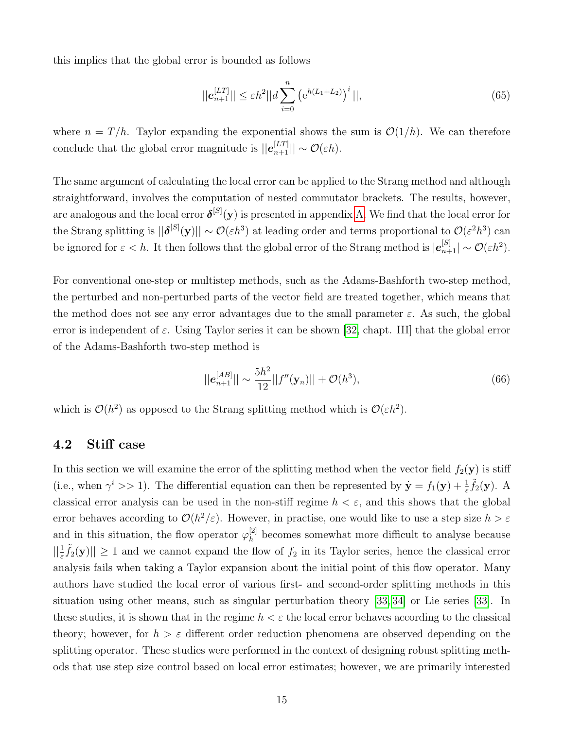this implies that the global error is bounded as follows

$$||\boldsymbol{e}_{n+1}^{[LT]}|| \leq \varepsilon h^2 ||d \sum_{i=0}^{n} \left(\mathrm{e}^{h(L_1+L_2)}\right)^i ||, \tag{65}$$

where $n = T/h$. Taylor expanding the exponential shows the sum is $\mathcal{O}(1/h)$. We can therefore conclude that the global error magnitude is $||\boldsymbol{e}_{n+1}^{[LT]}|| \sim \mathcal{O}(\varepsilon h)$.

The same argument of calculating the local error can be applied to the Strang method and although straightforward, involves the computation of nested commutator brackets. The results, however, are analogous and the local error $\boldsymbol{\delta}^{[S]}(\mathbf{y})$ is presented in appendix A. We find that the local error for the Strang splitting is $||\boldsymbol{\delta}^{[S]}(\mathbf{y})|| \sim \mathcal{O}(\varepsilon h^3)$ at leading order and terms proportional to $\mathcal{O}(\varepsilon^2 h^3)$ can be ignored for $\varepsilon < h$. It then follows that the global error of the Strang method is $|\boldsymbol{e}_{n+1}^{[S]}| \sim \mathcal{O}(\varepsilon h^2)$.

For conventional one-step or multistep methods, such as the Adams-Bashforth two-step method, the perturbed and non-perturbed parts of the vector field are treated together, which means that the method does not see any error advantages due to the small parameter $\varepsilon$. As such, the global error is independent of $\varepsilon$. Using Taylor series it can be shown [32, chapt. III] that the global error of the Adams-Bashforth two-step method is

$$||\boldsymbol{e}_{n+1}^{[AB]}|| \sim \frac{5h^2}{12}||f''(\mathbf{y}_n)|| + \mathcal{O}(h^3), \tag{66}$$

which is $\mathcal{O}(h^2)$ as opposed to the Strang splitting method which is $\mathcal{O}(\varepsilon h^2)$.

## 4.2 Stiff case

In this section we will examine the error of the splitting method when the vector field $f_2(\mathbf{y})$ is stiff (i.e., when $\gamma^i >> 1$). The differential equation can then be represented by $\dot{\mathbf{y}} = f_1(\mathbf{y}) + \frac{1}{\varepsilon}\tilde{f}_2(\mathbf{y})$. A classical error analysis can be used in the non-stiff regime $h < \varepsilon$, and this shows that the global error behaves according to $\mathcal{O}(h^2/\varepsilon)$. However, in practise, one would like to use a step size $h > \varepsilon$ and in this situation, the flow operator $\varphi_h^{[2]}$ becomes somewhat more difficult to analyse because $||\frac{1}{\varepsilon}\tilde{f}_2(\mathbf{y})|| \geq 1$ and we cannot expand the flow of $f_2$ in its Taylor series, hence the classical error analysis fails when taking a Taylor expansion about the initial point of this flow operator. Many authors have studied the local error of various first- and second-order splitting methods in this situation using other means, such as singular perturbation theory [33, 34] or Lie series [33]. In these studies, it is shown that in the regime $h < \varepsilon$ the local error behaves according to the classical theory; however, for $h > \varepsilon$ different order reduction phenomena are observed depending on the splitting operator. These studies were performed in the context of designing robust splitting methods that use step size control based on local error estimates; however, we are primarily interested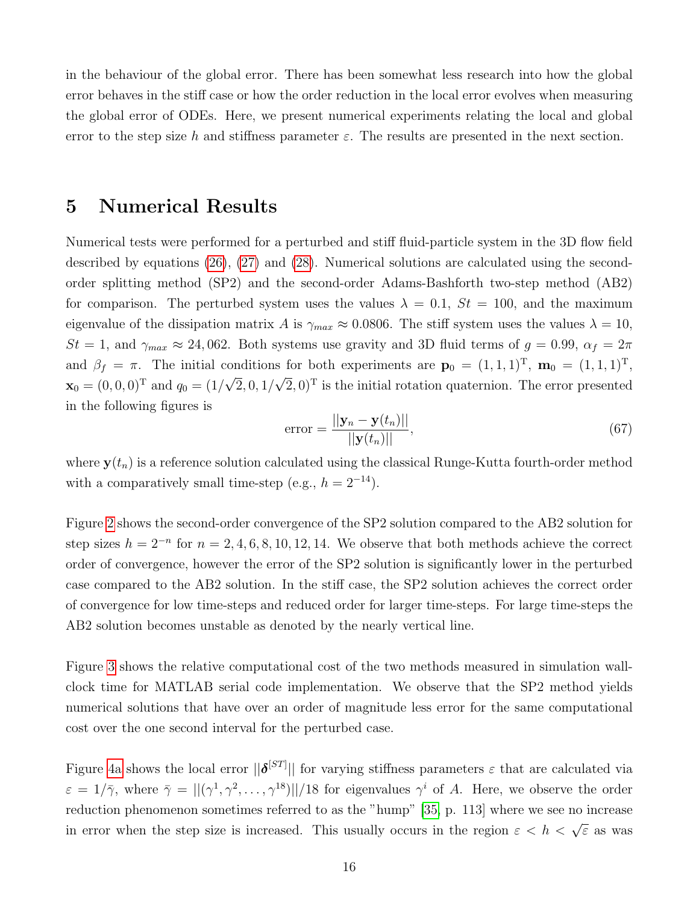in the behaviour of the global error. There has been somewhat less research into how the global error behaves in the stiff case or how the order reduction in the local error evolves when measuring the global error of ODEs. Here, we present numerical experiments relating the local and global error to the step size $h$ and stiffness parameter $\varepsilon$. The results are presented in the next section.

## 5 Numerical Results

Numerical tests were performed for a perturbed and stiff fluid-particle system in the 3D flow field described by equations (26), (27) and (28). Numerical solutions are calculated using the second-order splitting method (SP2) and the second-order Adams-Bashforth two-step method (AB2) for comparison. The perturbed system uses the values $\lambda = 0.1$, $St = 100$, and the maximum eigenvalue of the dissipation matrix $A$ is $\gamma_{max} \approx 0.0806$. The stiff system uses the values $\lambda = 10$, $St = 1$, and $\gamma_{max} \approx 24,062$. Both systems use gravity and 3D fluid terms of $g = 0.99$, $\alpha_f = 2\pi$ and $\beta_f = \pi$. The initial conditions for both experiments are $\mathbf{p}_0 = (1, 1, 1)^{\mathrm{T}}$, $\mathbf{m}_0 = (1, 1, 1)^{\mathrm{T}}$, $\mathbf{x}_0 = (0, 0, 0)^{\mathrm{T}}$ and $q_0 = (1/\sqrt{2}, 0, 1/\sqrt{2}, 0)^{\mathrm{T}}$ is the initial rotation quaternion. The error presented in the following figures is

$$\text{error} = \frac{||\mathbf{y}_n - \mathbf{y}(t_n)||}{||\mathbf{y}(t_n)||}, \tag{67}$$

where $\mathbf{y}(t_n)$ is a reference solution calculated using the classical Runge-Kutta fourth-order method with a comparatively small time-step (e.g., $h = 2^{-14}$).

Figure 2 shows the second-order convergence of the SP2 solution compared to the AB2 solution for step sizes $h = 2^{-n}$ for $n = 2, 4, 6, 8, 10, 12, 14$. We observe that both methods achieve the correct order of convergence, however the error of the SP2 solution is significantly lower in the perturbed case compared to the AB2 solution. In the stiff case, the SP2 solution achieves the correct order of convergence for low time-steps and reduced order for larger time-steps. For large time-steps the AB2 solution becomes unstable as denoted by the nearly vertical line.

Figure 3 shows the relative computational cost of the two methods measured in simulation wall-clock time for MATLAB serial code implementation. We observe that the SP2 method yields numerical solutions that have over an order of magnitude less error for the same computational cost over the one second interval for the perturbed case.

Figure 4a shows the local error $||\boldsymbol{\delta}^{[ST]}||$ for varying stiffness parameters $\varepsilon$ that are calculated via $\varepsilon = 1/\bar{\gamma}$, where $\bar{\gamma} = ||(\gamma^1, \gamma^2, \ldots, \gamma^{18})||/18$ for eigenvalues $\gamma^i$ of $A$. Here, we observe the order reduction phenomenon sometimes referred to as the "hump" [35, p. 113] where we see no increase in error when the step size is increased. This usually occurs in the region $\varepsilon < h < \sqrt{\varepsilon}$ as was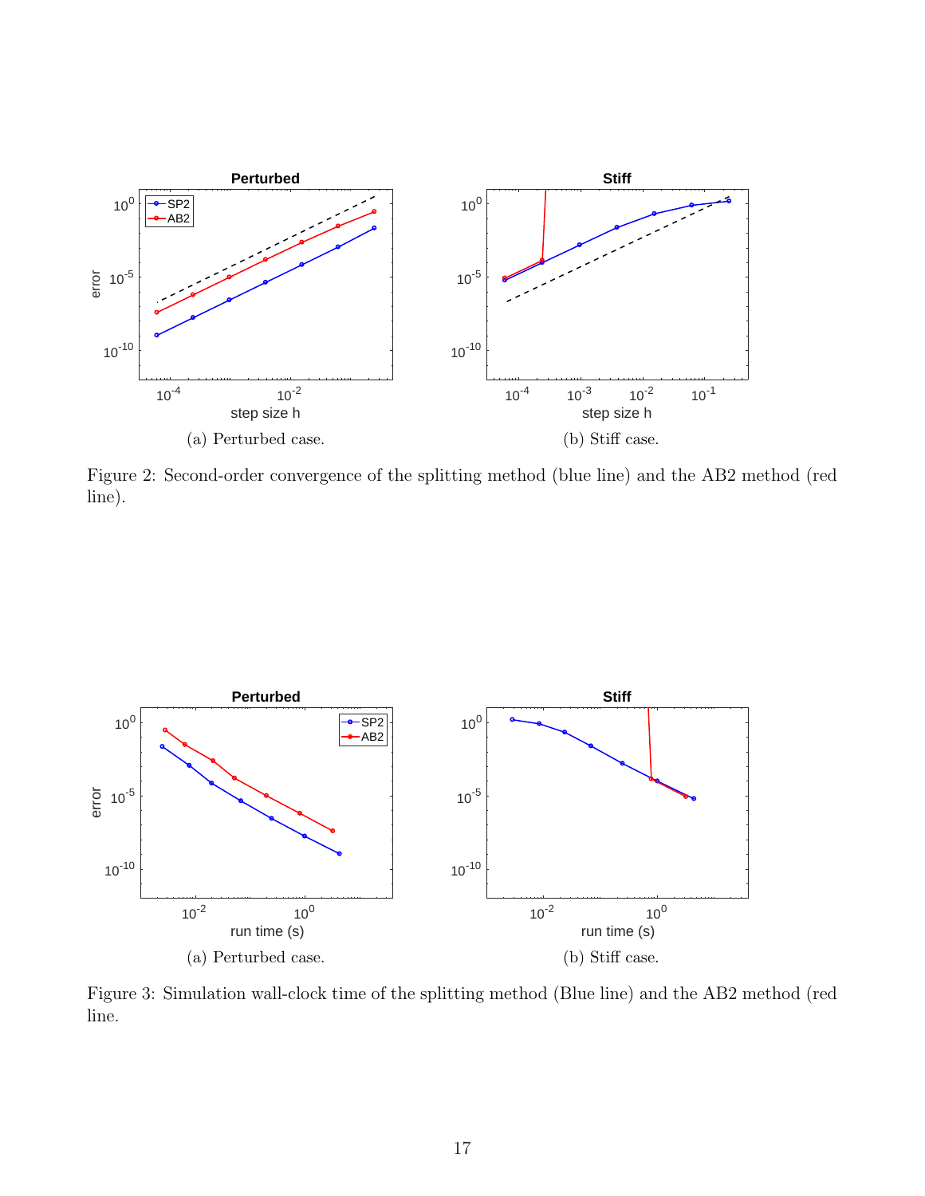(a) Perturbed case.

(b) Stiff case.

Figure 2: Second-order convergence of the splitting method (blue line) and the AB2 method (red line).

(a) Perturbed case.

(b) Stiff case.

Figure 3: Simulation wall-clock time of the splitting method (Blue line) and the AB2 method (red line.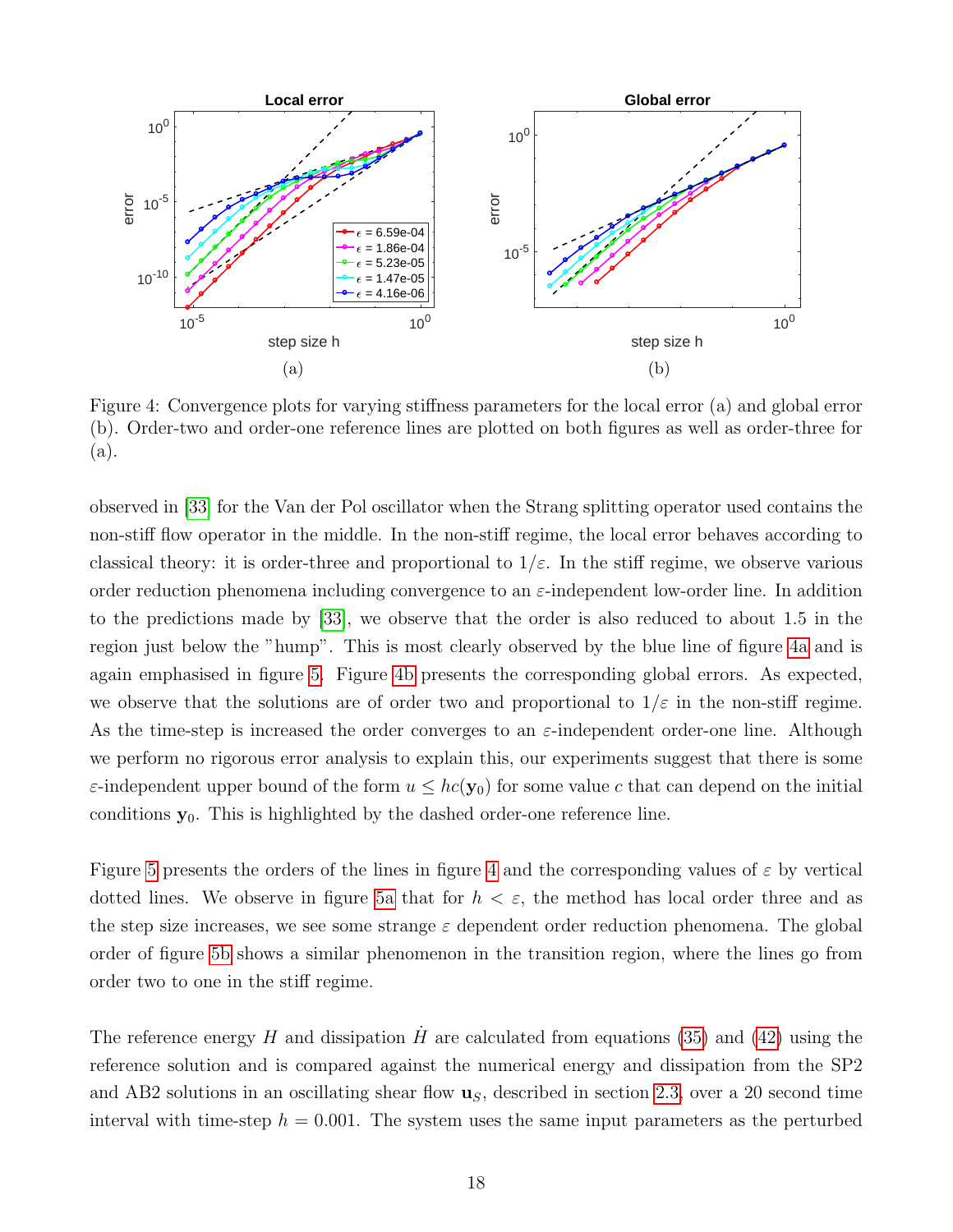Figure 4: Convergence plots for varying stiffness parameters for the local error (a) and global error (b). Order-two and order-one reference lines are plotted on both figures as well as order-three for (a).

observed in [33] for the Van der Pol oscillator when the Strang splitting operator used contains the non-stiff flow operator in the middle. In the non-stiff regime, the local error behaves according to classical theory: it is order-three and proportional to $1/\varepsilon$. In the stiff regime, we observe various order reduction phenomena including convergence to an $\varepsilon$-independent low-order line. In addition to the predictions made by [33], we observe that the order is also reduced to about 1.5 in the region just below the "hump". This is most clearly observed by the blue line of figure 4a and is again emphasised in figure 5. Figure 4b presents the corresponding global errors. As expected, we observe that the solutions are of order two and proportional to $1/\varepsilon$ in the non-stiff regime. As the time-step is increased the order converges to an $\varepsilon$-independent order-one line. Although we perform no rigorous error analysis to explain this, our experiments suggest that there is some $\varepsilon$-independent upper bound of the form $u \leq hc(\mathbf{y}_0)$ for some value $c$ that can depend on the initial conditions $\mathbf{y}_0$. This is highlighted by the dashed order-one reference line.

Figure 5 presents the orders of the lines in figure 4 and the corresponding values of $\varepsilon$ by vertical dotted lines. We observe in figure 5a that for $h < \varepsilon$, the method has local order three and as the step size increases, we see some strange $\varepsilon$ dependent order reduction phenomena. The global order of figure 5b shows a similar phenomenon in the transition region, where the lines go from order two to one in the stiff regime.

The reference energy $H$ and dissipation $\dot{H}$ are calculated from equations (35) and (42) using the reference solution and is compared against the numerical energy and dissipation from the SP2 and AB2 solutions in an oscillating shear flow $\mathbf{u}_S$, described in section 2.3, over a 20 second time interval with time-step $h = 0.001$. The system uses the same input parameters as the perturbed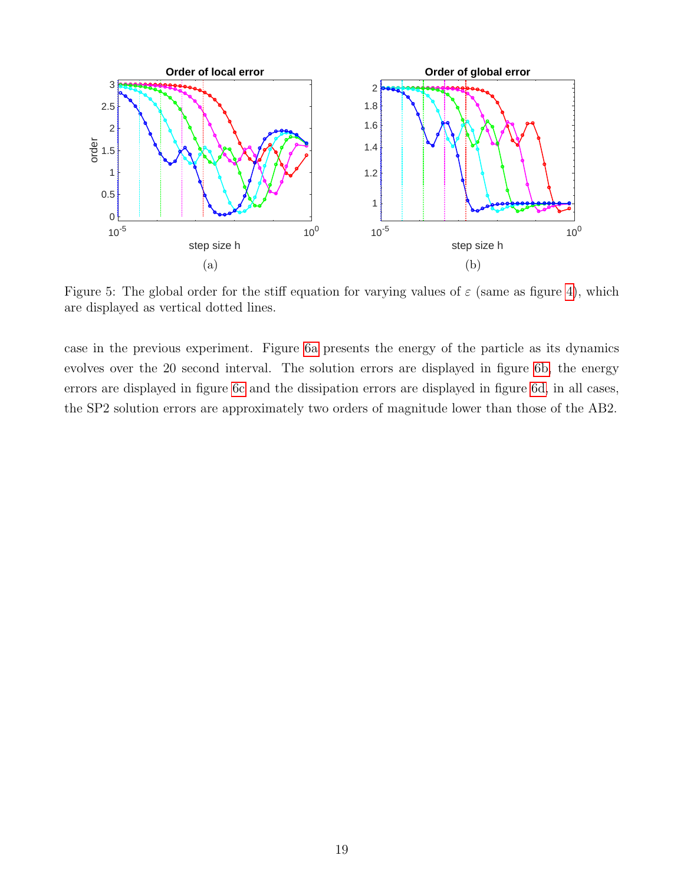Figure 5: The global order for the stiff equation for varying values of $\varepsilon$ (same as figure 4), which are displayed as vertical dotted lines.

case in the previous experiment. Figure 6a presents the energy of the particle as its dynamics evolves over the 20 second interval. The solution errors are displayed in figure 6b, the energy errors are displayed in figure 6c and the dissipation errors are displayed in figure 6d, in all cases, the SP2 solution errors are approximately two orders of magnitude lower than those of the AB2.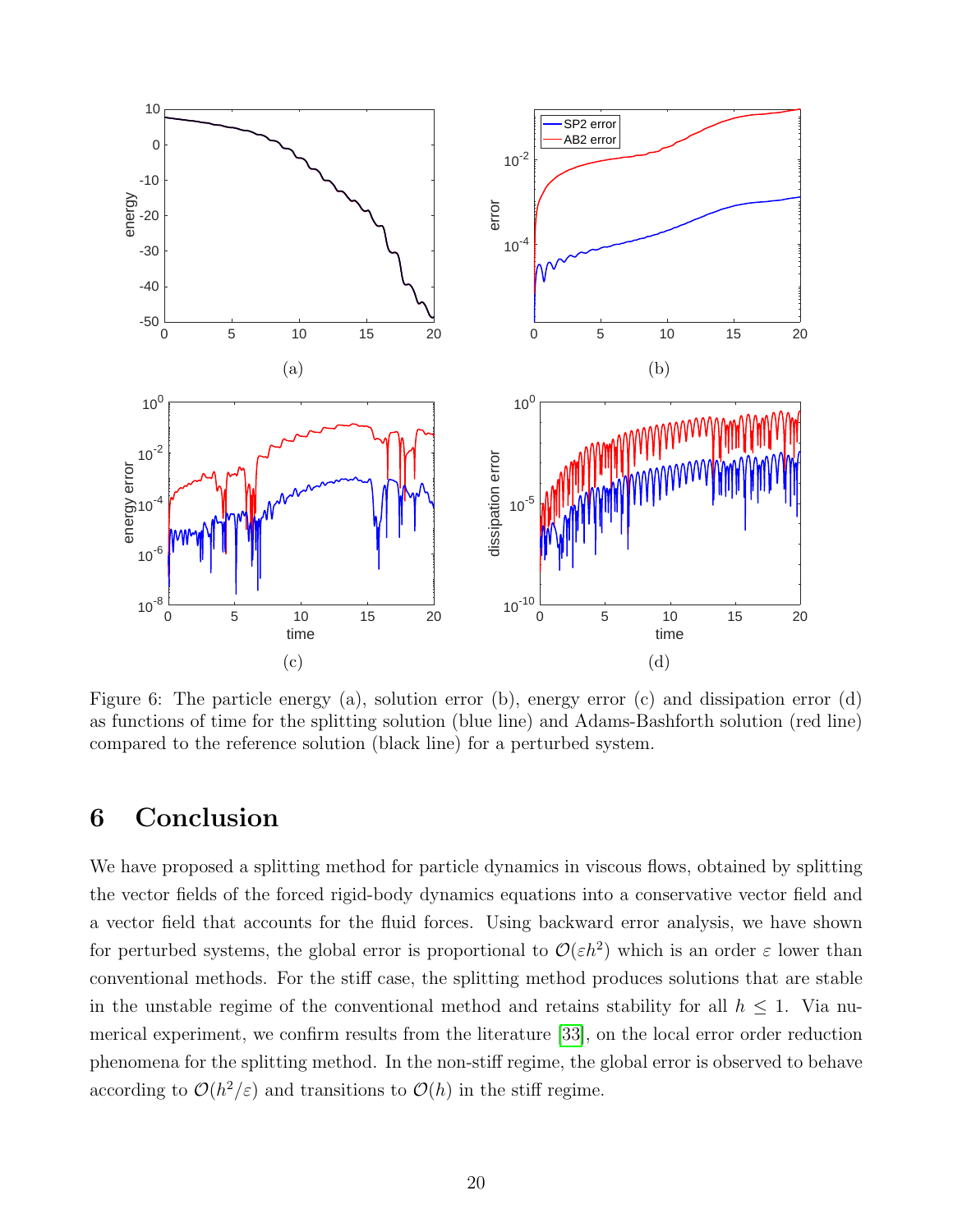Figure 6: The particle energy (a), solution error (b), energy error (c) and dissipation error (d) as functions of time for the splitting solution (blue line) and Adams-Bashforth solution (red line) compared to the reference solution (black line) for a perturbed system.

## 6 Conclusion

We have proposed a splitting method for particle dynamics in viscous flows, obtained by splitting the vector fields of the forced rigid-body dynamics equations into a conservative vector field and a vector field that accounts for the fluid forces. Using backward error analysis, we have shown for perturbed systems, the global error is proportional to $\mathcal{O}(\varepsilon h^2)$ which is an order $\varepsilon$ lower than conventional methods. For the stiff case, the splitting method produces solutions that are stable in the unstable regime of the conventional method and retains stability for all $h \leq 1$. Via numerical experiment, we confirm results from the literature [33], on the local error order reduction phenomena for the splitting method. In the non-stiff regime, the global error is observed to behave according to $\mathcal{O}(h^2/\varepsilon)$ and transitions to $\mathcal{O}(h)$ in the stiff regime.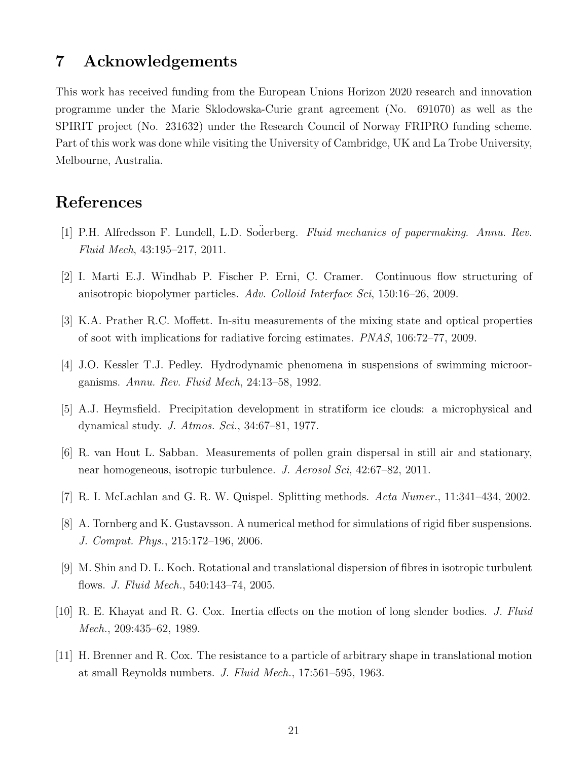## 7 Acknowledgements

This work has received funding from the European Unions Horizon 2020 research and innovation programme under the Marie Sklodowska-Curie grant agreement (No. 691070) as well as the SPIRIT project (No. 231632) under the Research Council of Norway FRIPRO funding scheme. Part of this work was done while visiting the University of Cambridge, UK and La Trobe University, Melbourne, Australia.

## References

[1] P.H. Alfredsson F. Lundell, L.D. Söderberg. *Fluid mechanics of papermaking*. *Annu. Rev. Fluid Mech*, 43:195–217, 2011.

[2] I. Marti E.J. Windhab P. Fischer P. Erni, C. Cramer. Continuous flow structuring of anisotropic biopolymer particles. *Adv. Colloid Interface Sci*, 150:16–26, 2009.

[3] K.A. Prather R.C. Moffett. In-situ measurements of the mixing state and optical properties of soot with implications for radiative forcing estimates. *PNAS*, 106:72–77, 2009.

[4] J.O. Kessler T.J. Pedley. Hydrodynamic phenomena in suspensions of swimming microorganisms. *Annu. Rev. Fluid Mech*, 24:13–58, 1992.

[5] A.J. Heymsfield. Precipitation development in stratiform ice clouds: a microphysical and dynamical study. *J. Atmos. Sci.*, 34:67–81, 1977.

[6] R. van Hout L. Sabban. Measurements of pollen grain dispersal in still air and stationary, near homogeneous, isotropic turbulence. *J. Aerosol Sci*, 42:67–82, 2011.

[7] R. I. McLachlan and G. R. W. Quispel. Splitting methods. *Acta Numer.*, 11:341–434, 2002.

[8] A. Tornberg and K. Gustavsson. A numerical method for simulations of rigid fiber suspensions. *J. Comput. Phys.*, 215:172–196, 2006.

[9] M. Shin and D. L. Koch. Rotational and translational dispersion of fibres in isotropic turbulent flows. *J. Fluid Mech.*, 540:143–74, 2005.

[10] R. E. Khayat and R. G. Cox. Inertia effects on the motion of long slender bodies. *J. Fluid Mech.*, 209:435–62, 1989.

[11] H. Brenner and R. Cox. The resistance to a particle of arbitrary shape in translational motion at small Reynolds numbers. *J. Fluid Mech.*, 17:561–595, 1963.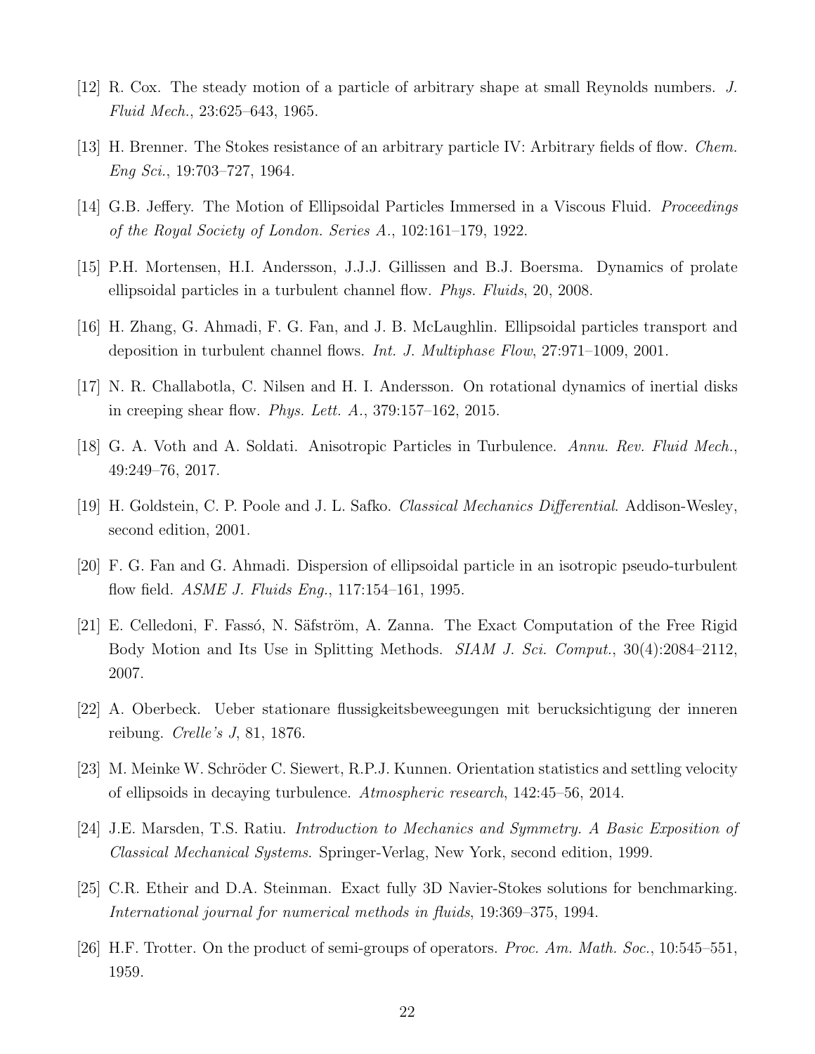[12] R. Cox. The steady motion of a particle of arbitrary shape at small Reynolds numbers. *J. Fluid Mech.*, 23:625–643, 1965.

[13] H. Brenner. The Stokes resistance of an arbitrary particle IV: Arbitrary fields of flow. *Chem. Eng Sci.*, 19:703–727, 1964.

[14] G.B. Jeffery. The Motion of Ellipsoidal Particles Immersed in a Viscous Fluid. *Proceedings of the Royal Society of London. Series A.*, 102:161–179, 1922.

[15] P.H. Mortensen, H.I. Andersson, J.J.J. Gillissen and B.J. Boersma. Dynamics of prolate ellipsoidal particles in a turbulent channel flow. *Phys. Fluids*, 20, 2008.

[16] H. Zhang, G. Ahmadi, F. G. Fan, and J. B. McLaughlin. Ellipsoidal particles transport and deposition in turbulent channel flows. *Int. J. Multiphase Flow*, 27:971–1009, 2001.

[17] N. R. Challabotla, C. Nilsen and H. I. Andersson. On rotational dynamics of inertial disks in creeping shear flow. *Phys. Lett. A.*, 379:157–162, 2015.

[18] G. A. Voth and A. Soldati. Anisotropic Particles in Turbulence. *Annu. Rev. Fluid Mech.*, 49:249–76, 2017.

[19] H. Goldstein, C. P. Poole and J. L. Safko. *Classical Mechanics Differential*. Addison-Wesley, second edition, 2001.

[20] F. G. Fan and G. Ahmadi. Dispersion of ellipsoidal particle in an isotropic pseudo-turbulent flow field. *ASME J. Fluids Eng.*, 117:154–161, 1995.

[21] E. Celledoni, F. Fassó, N. Säfström, A. Zanna. The Exact Computation of the Free Rigid Body Motion and Its Use in Splitting Methods. *SIAM J. Sci. Comput.*, 30(4):2084–2112, 2007.

[22] A. Oberbeck. Ueber stationare flussigkeitsbeweegungen mit berucksichtigung der inneren reibung. *Crelle's J*, 81, 1876.

[23] M. Meinke W. Schröder C. Siewert, R.P.J. Kunnen. Orientation statistics and settling velocity of ellipsoids in decaying turbulence. *Atmospheric research*, 142:45–56, 2014.

[24] J.E. Marsden, T.S. Ratiu. *Introduction to Mechanics and Symmetry. A Basic Exposition of Classical Mechanical Systems*. Springer-Verlag, New York, second edition, 1999.

[25] C.R. Etheir and D.A. Steinman. Exact fully 3D Navier-Stokes solutions for benchmarking. *International journal for numerical methods in fluids*, 19:369–375, 1994.

[26] H.F. Trotter. On the product of semi-groups of operators. *Proc. Am. Math. Soc.*, 10:545–551, 1959.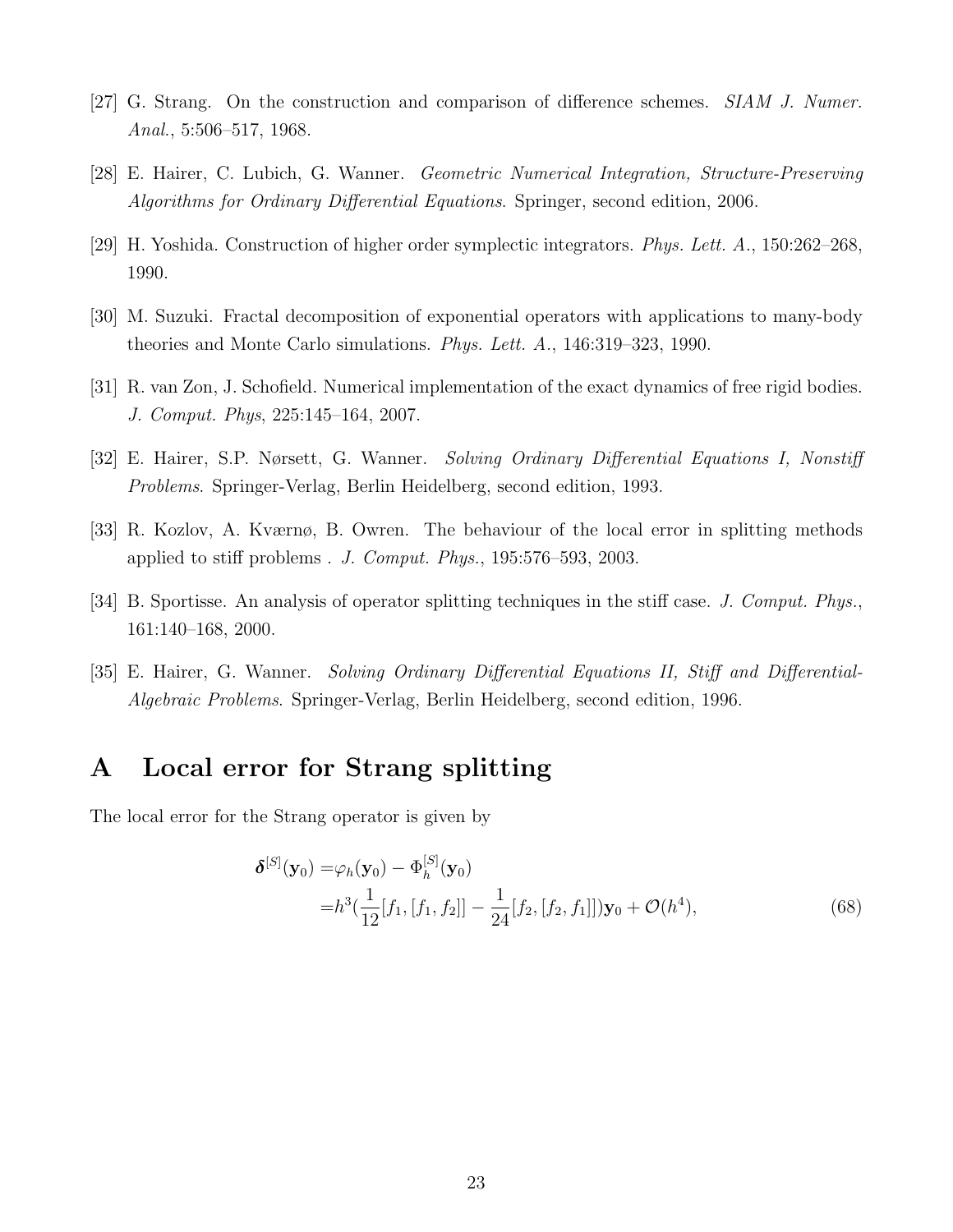[27] G. Strang. On the construction and comparison of difference schemes. *SIAM J. Numer. Anal.*, 5:506–517, 1968.

[28] E. Hairer, C. Lubich, G. Wanner. *Geometric Numerical Integration, Structure-Preserving Algorithms for Ordinary Differential Equations*. Springer, second edition, 2006.

[29] H. Yoshida. Construction of higher order symplectic integrators. *Phys. Lett. A.*, 150:262–268, 1990.

[30] M. Suzuki. Fractal decomposition of exponential operators with applications to many-body theories and Monte Carlo simulations. *Phys. Lett. A.*, 146:319–323, 1990.

[31] R. van Zon, J. Schofield. Numerical implementation of the exact dynamics of free rigid bodies. *J. Comput. Phys*, 225:145–164, 2007.

[32] E. Hairer, S.P. Nørsett, G. Wanner. *Solving Ordinary Differential Equations I, Nonstiff Problems*. Springer-Verlag, Berlin Heidelberg, second edition, 1993.

[33] R. Kozlov, A. Kværnø, B. Owren. The behaviour of the local error in splitting methods applied to stiff problems . *J. Comput. Phys.*, 195:576–593, 2003.

[34] B. Sportisse. An analysis of operator splitting techniques in the stiff case. *J. Comput. Phys.*, 161:140–168, 2000.

[35] E. Hairer, G. Wanner. *Solving Ordinary Differential Equations II, Stiff and Differential-Algebraic Problems*. Springer-Verlag, Berlin Heidelberg, second edition, 1996.

# A Local error for Strang splitting

The local error for the Strang operator is given by

$$
\begin{aligned}
\boldsymbol{\delta}^{[S]}(\mathbf{y}_0) =& \varphi_h(\mathbf{y}_0) - \Phi_h^{[S]}(\mathbf{y}_0) \\
=& h^3\left(\frac{1}{12}[f_1,[f_1,f_2]] - \frac{1}{24}[f_2,[f_2,f_1]]\right)\mathbf{y}_0 + \mathcal{O}(h^4),
\end{aligned}
\tag{68}
$$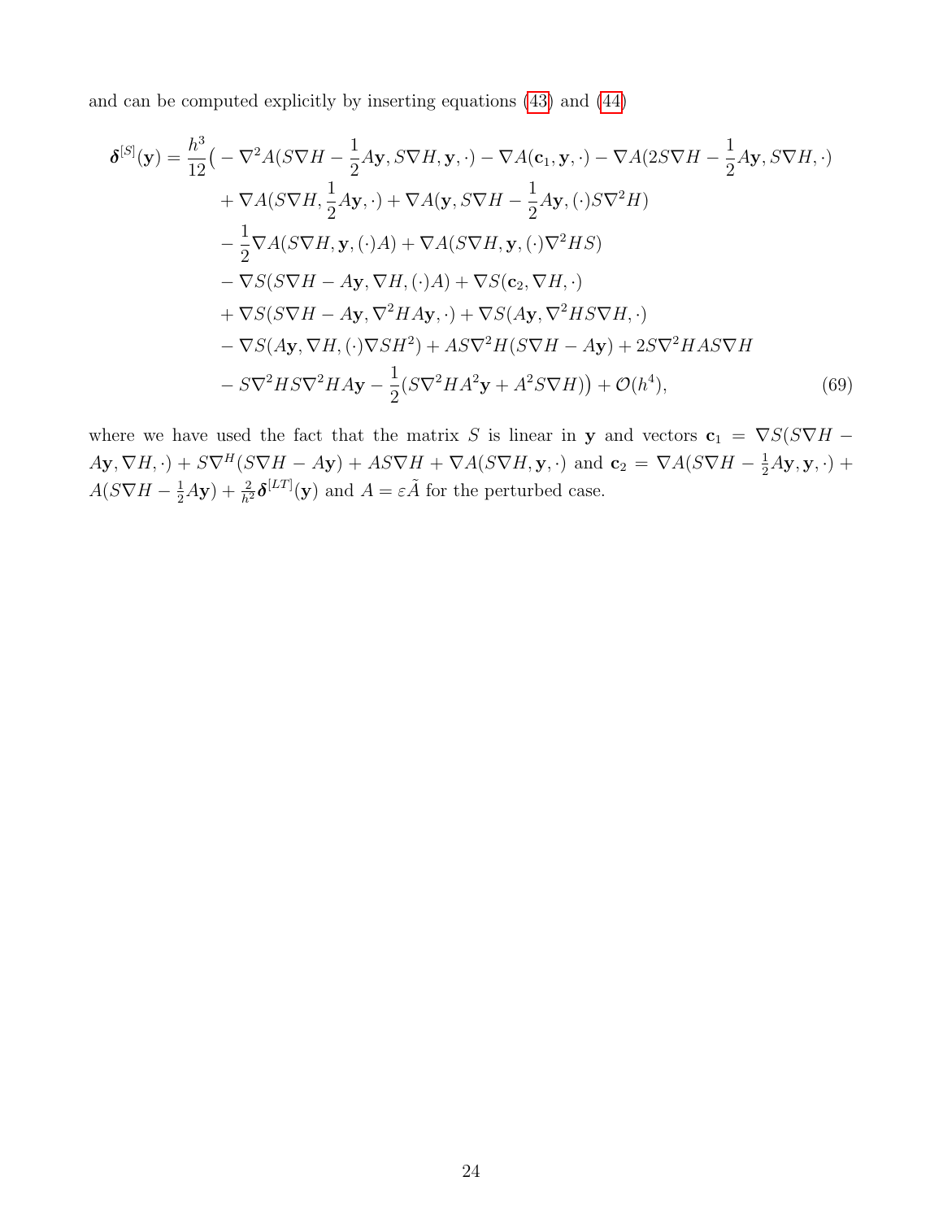and can be computed explicitly by inserting equations (43) and (44)

$$
\begin{aligned}
\boldsymbol{\delta}^{[S]}(\mathbf{y}) = \frac{h^3}{12}\big( &- \nabla^2 A(S\nabla H - \frac{1}{2}A\mathbf{y}, S\nabla H, \mathbf{y}, \cdot) - \nabla A(\mathbf{c}_1, \mathbf{y}, \cdot) - \nabla A(2S\nabla H - \frac{1}{2}A\mathbf{y}, S\nabla H, \cdot) \\
&+ \nabla A(S\nabla H, \frac{1}{2}A\mathbf{y}, \cdot) + \nabla A(\mathbf{y}, S\nabla H - \frac{1}{2}A\mathbf{y}, (\cdot)S\nabla^2 H) \\
&- \frac{1}{2}\nabla A(S\nabla H, \mathbf{y}, (\cdot)A) + \nabla A(S\nabla H, \mathbf{y}, (\cdot)\nabla^2 HS) \\
&- \nabla S(S\nabla H - A\mathbf{y}, \nabla H, (\cdot)A) + \nabla S(\mathbf{c}_2, \nabla H, \cdot) \\
&+ \nabla S(S\nabla H - A\mathbf{y}, \nabla^2 HA\mathbf{y}, \cdot) + \nabla S(A\mathbf{y}, \nabla^2 HS\nabla H, \cdot) \\
&- \nabla S(A\mathbf{y}, \nabla H, (\cdot)\nabla SH^2) + AS\nabla^2 H(S\nabla H - A\mathbf{y}) + 2S\nabla^2 HAS\nabla H \\
&- S\nabla^2 HS\nabla^2 HA\mathbf{y} - \frac{1}{2}(S\nabla^2 HA^2\mathbf{y} + A^2 S\nabla H)\big) + \mathcal{O}(h^4),
\end{aligned} \tag{69}
$$

where we have used the fact that the matrix $S$ is linear in $\mathbf{y}$ and vectors $\mathbf{c}_1 = \nabla S(S\nabla H - A\mathbf{y}, \nabla H, \cdot) + S\nabla^H(S\nabla H - A\mathbf{y}) + AS\nabla H + \nabla A(S\nabla H, \mathbf{y}, \cdot)$ and $\mathbf{c}_2 = \nabla A(S\nabla H - \frac{1}{2}A\mathbf{y}, \mathbf{y}, \cdot) + A(S\nabla H - \frac{1}{2}A\mathbf{y}) + \frac{2}{h^2}\boldsymbol{\delta}^{[LT]}(\mathbf{y})$ and $A = \varepsilon\tilde{A}$ for the perturbed case.